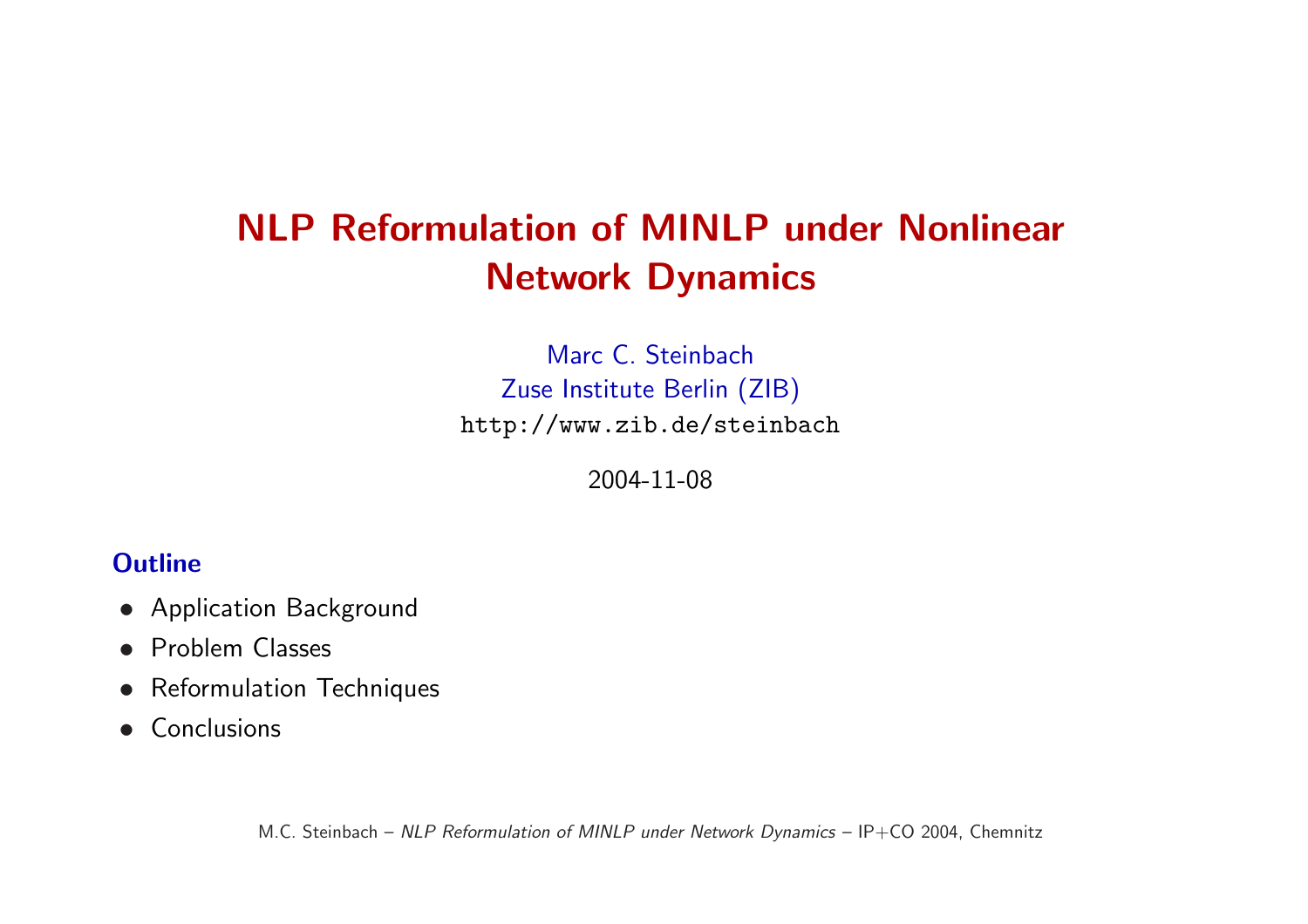# NLP Reformulation of MINLP under Nonlinear Network Dynamics

Marc C. Steinbach
Zuse Institute Berlin (ZIB)
`http://www.zib.de/steinbach`

2004-11-08

## Outline

- Application Background
- Problem Classes
- Reformulation Techniques
- Conclusions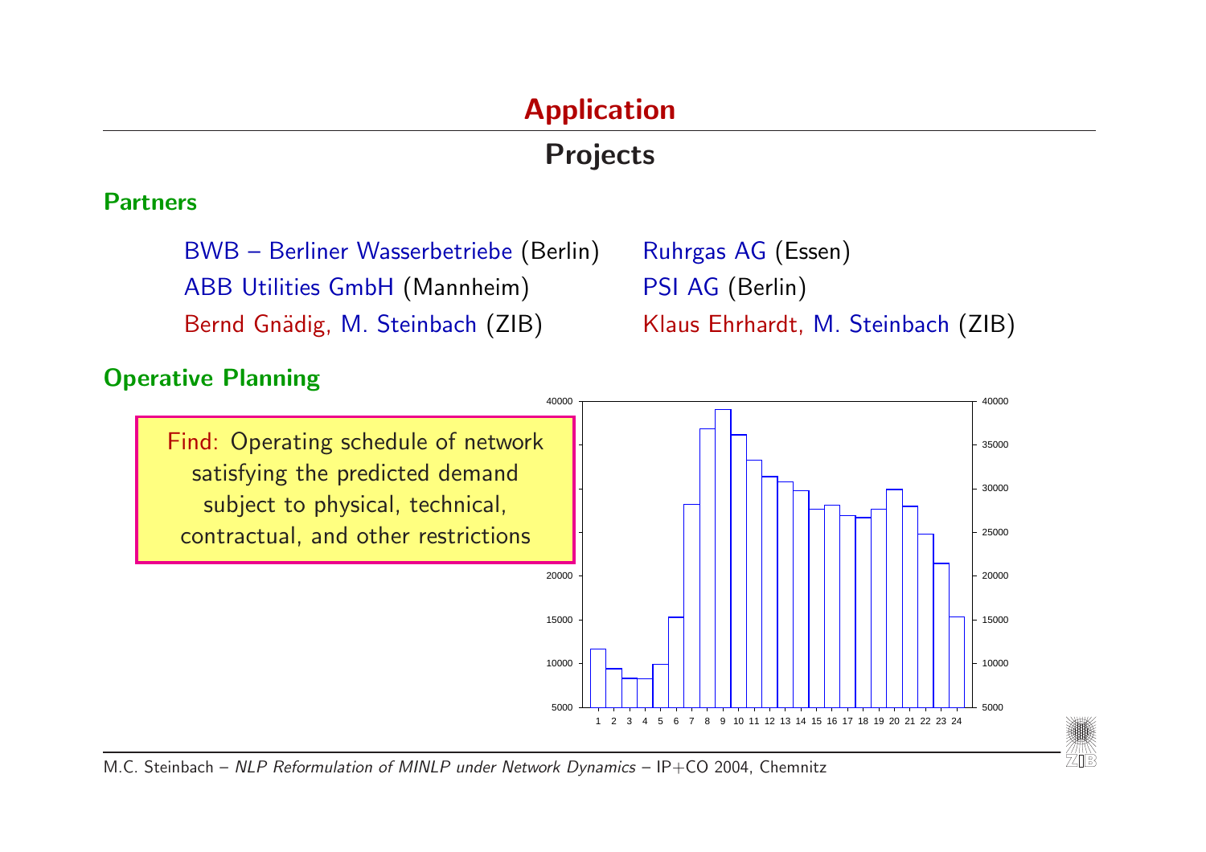# Application

## Projects

### Partners

BWB – Berliner Wasserbetriebe (Berlin)
ABB Utilities GmbH (Mannheim)
Bernd Gnädig, M. Steinbach (ZIB)

Ruhrgas AG (Essen)
PSI AG (Berlin)
Klaus Ehrhardt, M. Steinbach (ZIB)

### Operative Planning

Find: Operating schedule of network satisfying the predicted demand subject to physical, technical, contractual, and other restrictions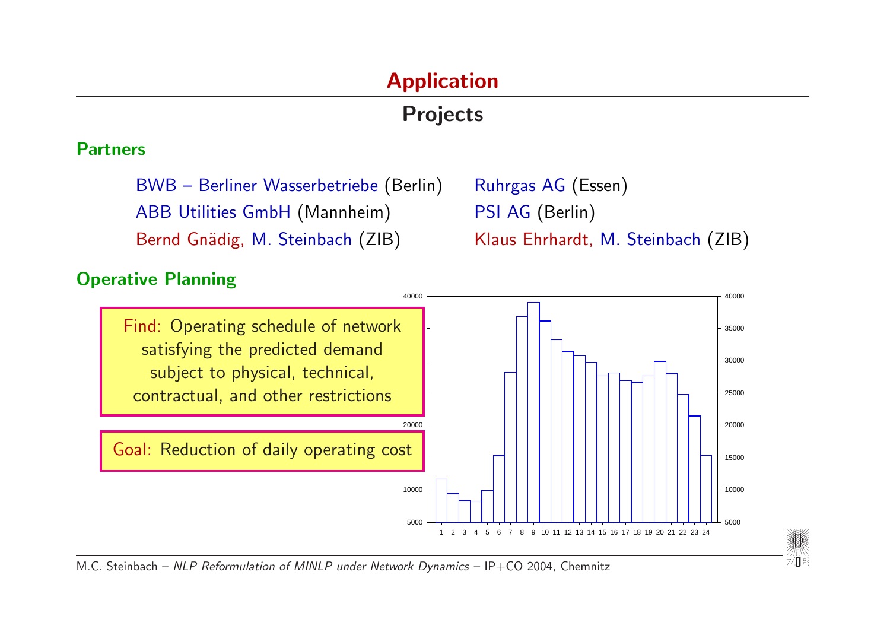# Application

## Projects

### Partners

BWB – Berliner Wasserbetriebe (Berlin)
ABB Utilities GmbH (Mannheim)
Bernd Gnädig, M. Steinbach (ZIB)

Ruhrgas AG (Essen)
PSI AG (Berlin)
Klaus Ehrhardt, M. Steinbach (ZIB)

### Operative Planning

Find: Operating schedule of network satisfying the predicted demand subject to physical, technical, contractual, and other restrictions

Goal: Reduction of daily operating cost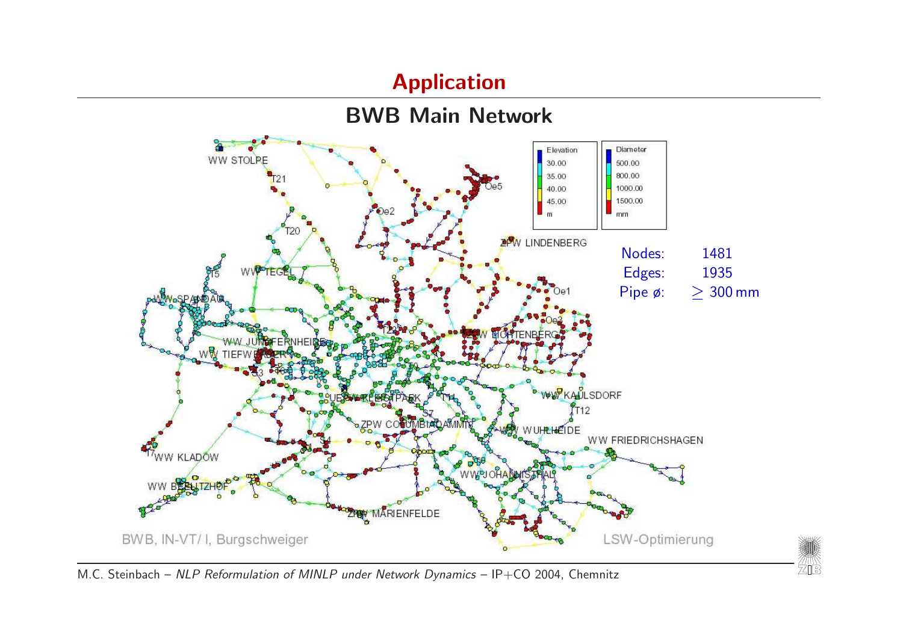# Application

## BWB Main Network

| | |
|---|---|
| Nodes: | 1481 |
| Edges: | 1935 |
| Pipe ø: | $\geq$ 300 mm |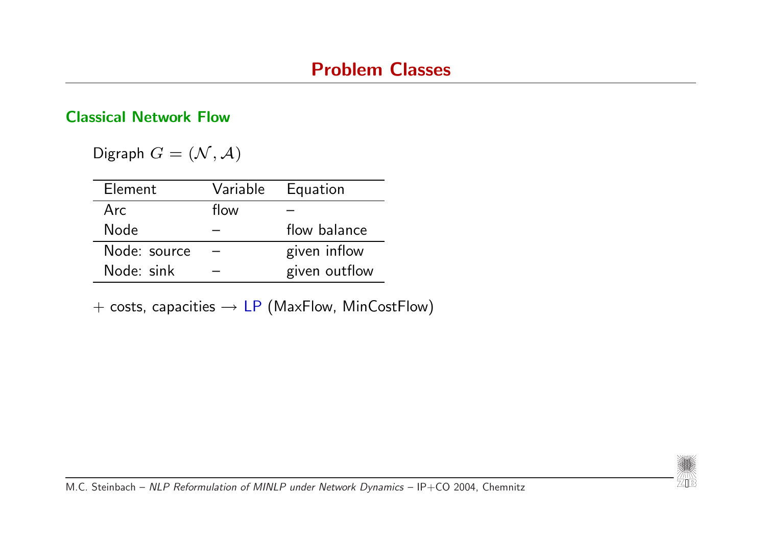# Problem Classes

## Classical Network Flow

Digraph $G = (\mathcal{N}, \mathcal{A})$

| Element | Variable | Equation |
|---|---|---|
| Arc | flow | – |
| Node | – | flow balance |
| Node: source | – | given inflow |
| Node: sink | – | given outflow |

$+$ costs, capacities $\longrightarrow$ LP (MaxFlow, MinCostFlow)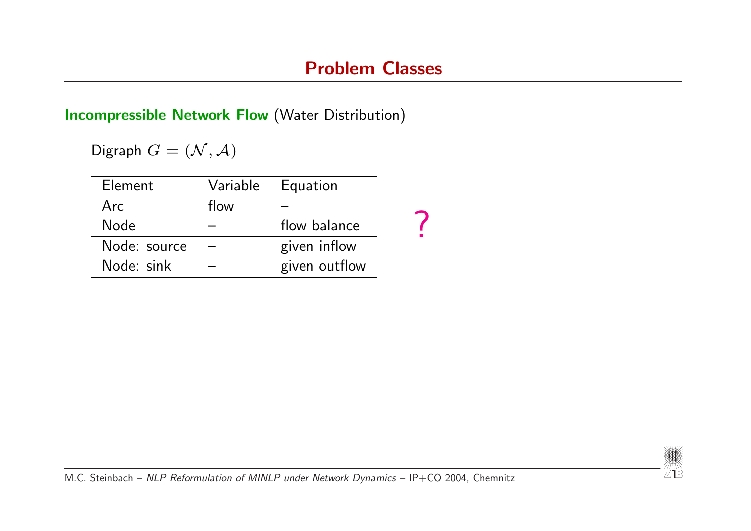## Problem Classes

**Incompressible Network Flow** (Water Distribution)

Digraph $G = (\mathcal{N}, \mathcal{A})$

| Element | Variable | Equation |
|---|---|---|
| Arc | flow | – |
| Node | – | flow balance |
| Node: source | – | given inflow |
| Node: sink | – | given outflow |

?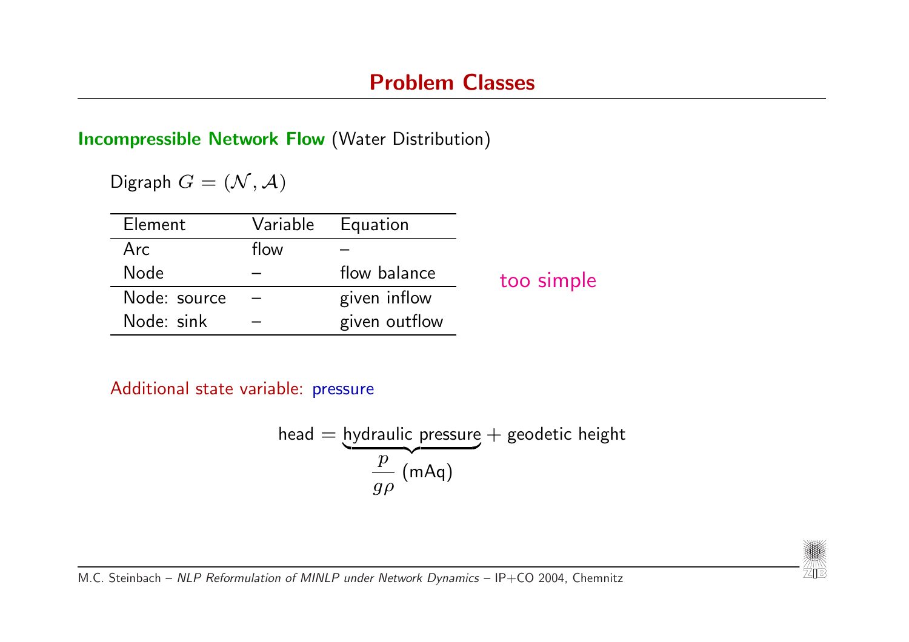# Problem Classes

**Incompressible Network Flow** (Water Distribution)

Digraph $G = (\mathcal{N}, \mathcal{A})$

| Element | Variable | Equation |
|---|---|---|
| Arc | flow | – |
| Node | – | flow balance |
| Node: source | – | given inflow |
| Node: sink | – | given outflow |

too simple

Additional state variable: pressure

$$\text{head} = \underbrace{\text{hydraulic pressure}}_{\frac{p}{g\rho}\ \text{(mAq)}} + \text{geodetic height}$$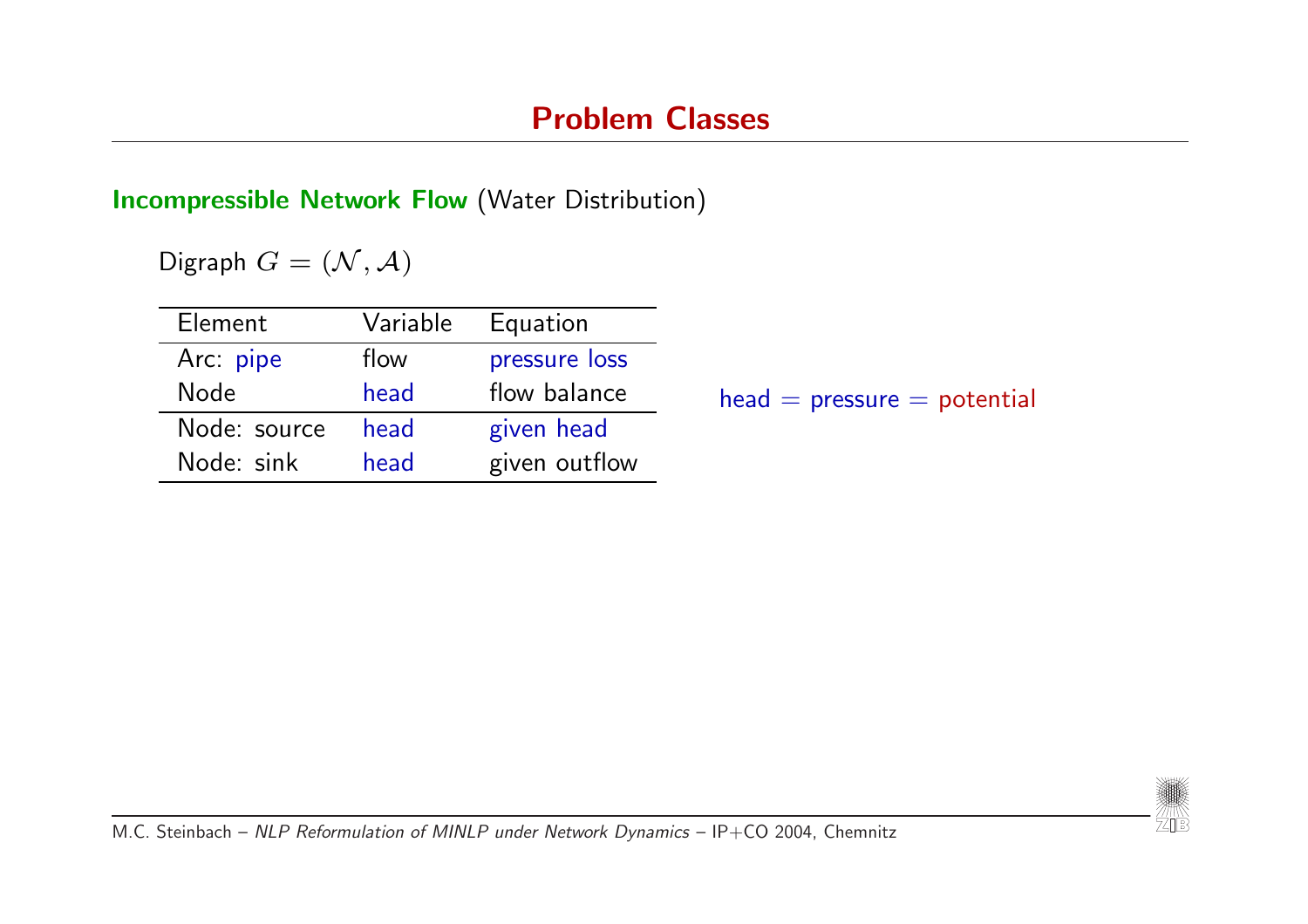# Problem Classes

**Incompressible Network Flow** (Water Distribution)

Digraph $G = (\mathcal{N}, \mathcal{A})$

| Element | Variable | Equation |
|---|---|---|
| Arc: pipe | flow | pressure loss |
| Node | head | flow balance |
| Node: source | head | given head |
| Node: sink | head | given outflow |

head = pressure = potential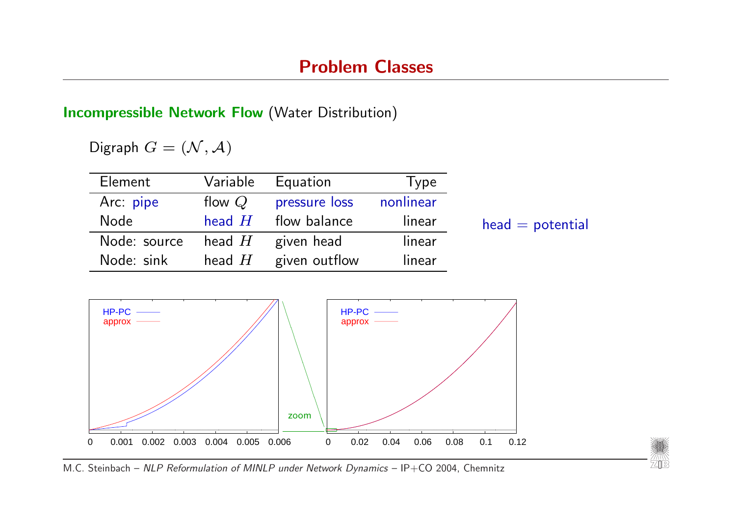# Problem Classes

**Incompressible Network Flow** (Water Distribution)

Digraph $G = (\mathcal{N}, \mathcal{A})$

| Element | Variable | Equation | Type |
|---|---|---|---|
| Arc: pipe | flow $Q$ | pressure loss | nonlinear |
| Node | head $H$ | flow balance | linear |
| Node: source | head $H$ | given head | linear |
| Node: sink | head $H$ | given outflow | linear |

head = potential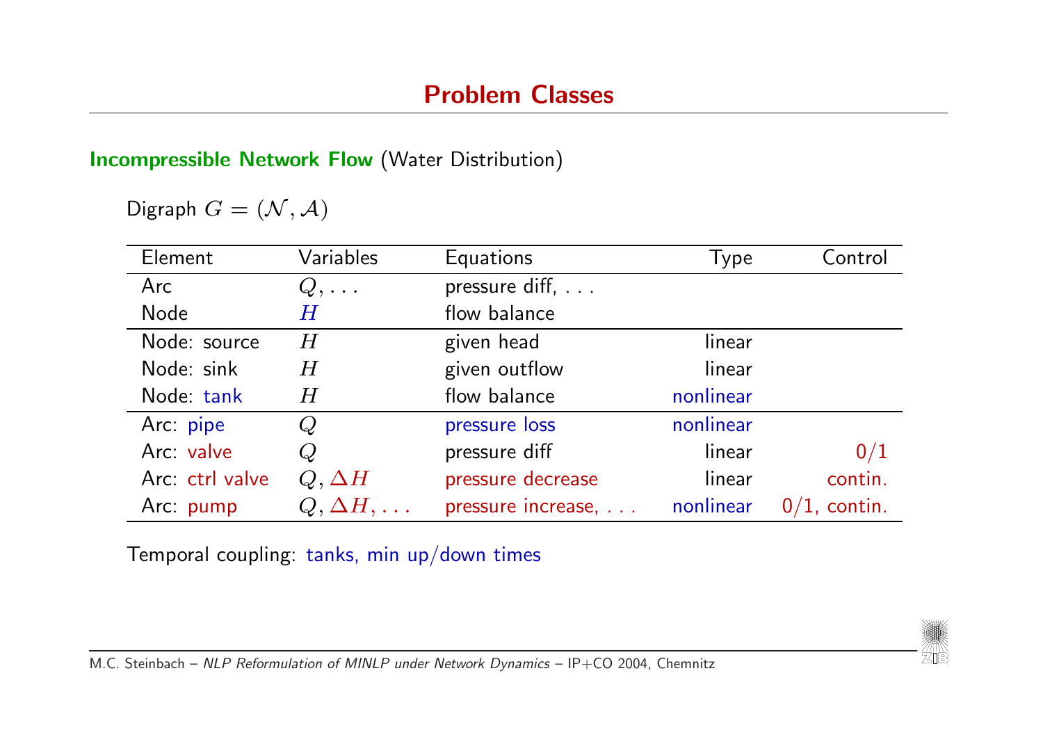## Problem Classes

**Incompressible Network Flow** (Water Distribution)

Digraph $G = (\mathcal{N}, \mathcal{A})$

| Element | Variables | Equations | Type | Control |
|---|---|---|---|---|
| Arc | $Q, \ldots$ | pressure diff, . . . | | |
| Node | $H$ | flow balance | | |
| Node: source | $H$ | given head | linear | |
| Node: sink | $H$ | given outflow | linear | |
| Node: tank | $H$ | flow balance | nonlinear | |
| Arc: pipe | $Q$ | pressure loss | nonlinear | |
| Arc: valve | $Q$ | pressure diff | linear | 0/1 |
| Arc: ctrl valve | $Q, \Delta H$ | pressure decrease | linear | contin. |
| Arc: pump | $Q, \Delta H, \ldots$ | pressure increase, . . . | nonlinear | 0/1, contin. |

Temporal coupling: tanks, min up/down times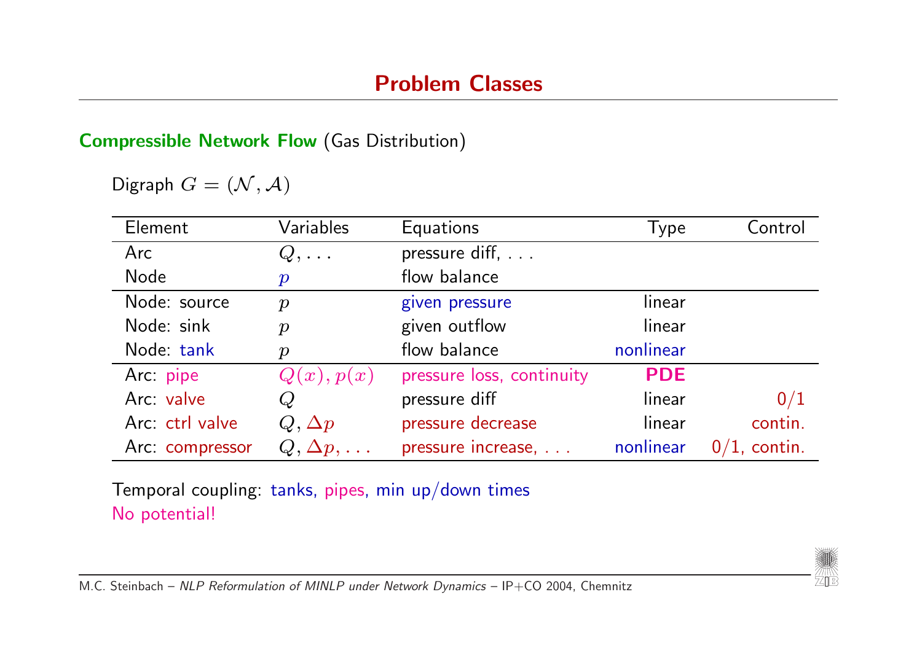## Problem Classes

**Compressible Network Flow** (Gas Distribution)

Digraph $G = (\mathcal{N}, \mathcal{A})$

| Element | Variables | Equations | Type | Control |
|---|---|---|---|---|
| Arc | $Q, \ldots$ | pressure diff, ... | | |
| Node | $p$ | flow balance | | |
| Node: source | $p$ | given pressure | linear | |
| Node: sink | $p$ | given outflow | linear | |
| Node: tank | $p$ | flow balance | nonlinear | |
| Arc: pipe | $Q(x), p(x)$ | pressure loss, continuity | **PDE** | |
| Arc: valve | $Q$ | pressure diff | linear | 0/1 |
| Arc: ctrl valve | $Q, \Delta p$ | pressure decrease | linear | contin. |
| Arc: compressor | $Q, \Delta p, \ldots$ | pressure increase, ... | nonlinear | 0/1, contin. |

Temporal coupling: tanks, pipes, min up/down times

No potential!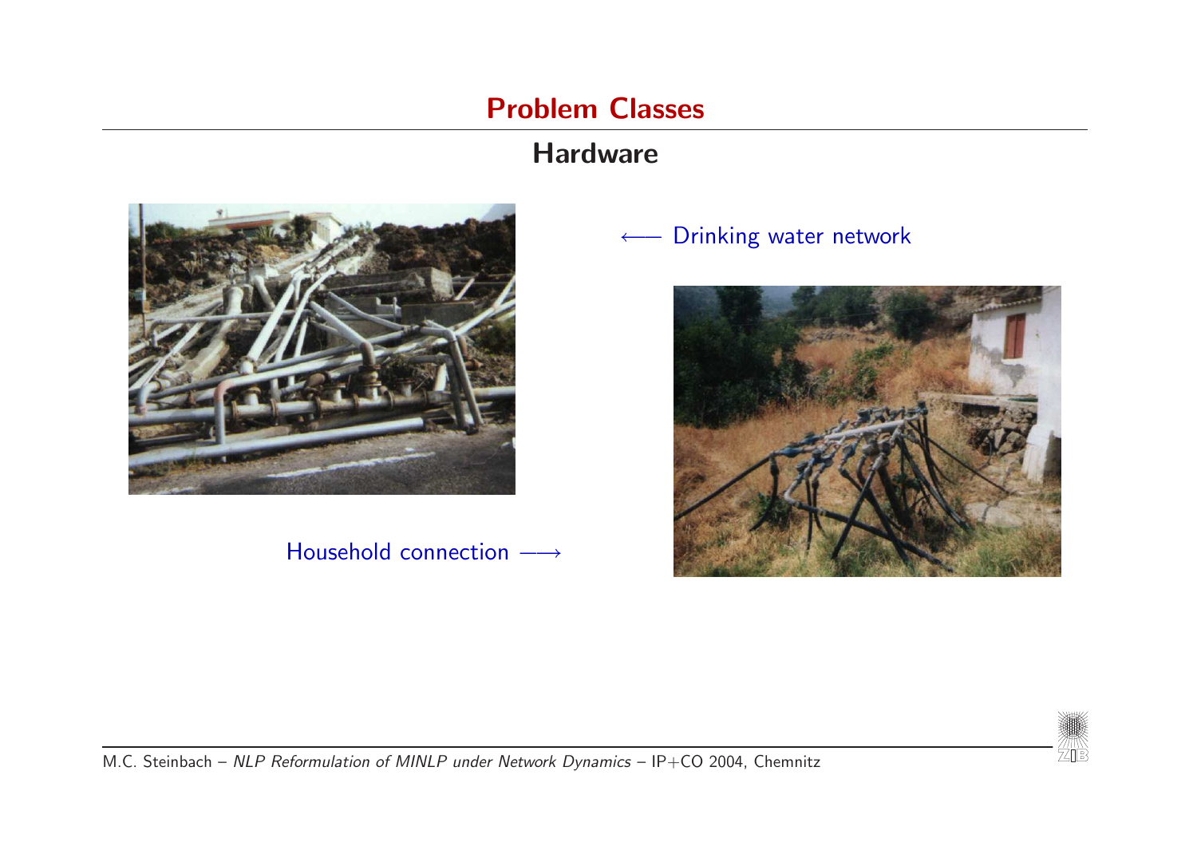# Problem Classes

## Hardware

⟵ Drinking water network

Household connection ⟶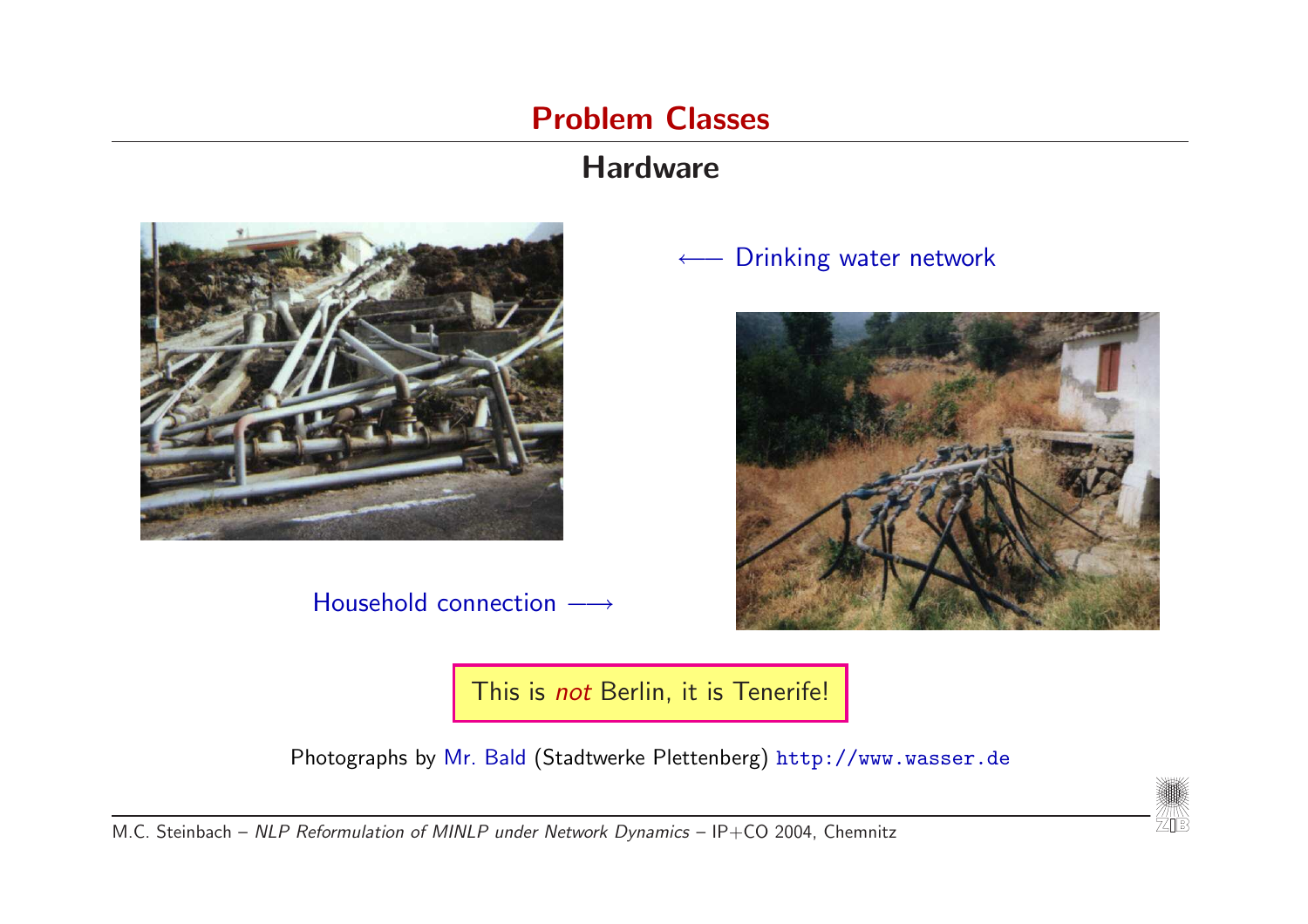# Problem Classes

## Hardware

⟵ Drinking water network

Household connection ⟶

**This is *not* Berlin, it is Tenerife!**

Photographs by Mr. Bald (Stadtwerke Plettenberg) `http://www.wasser.de`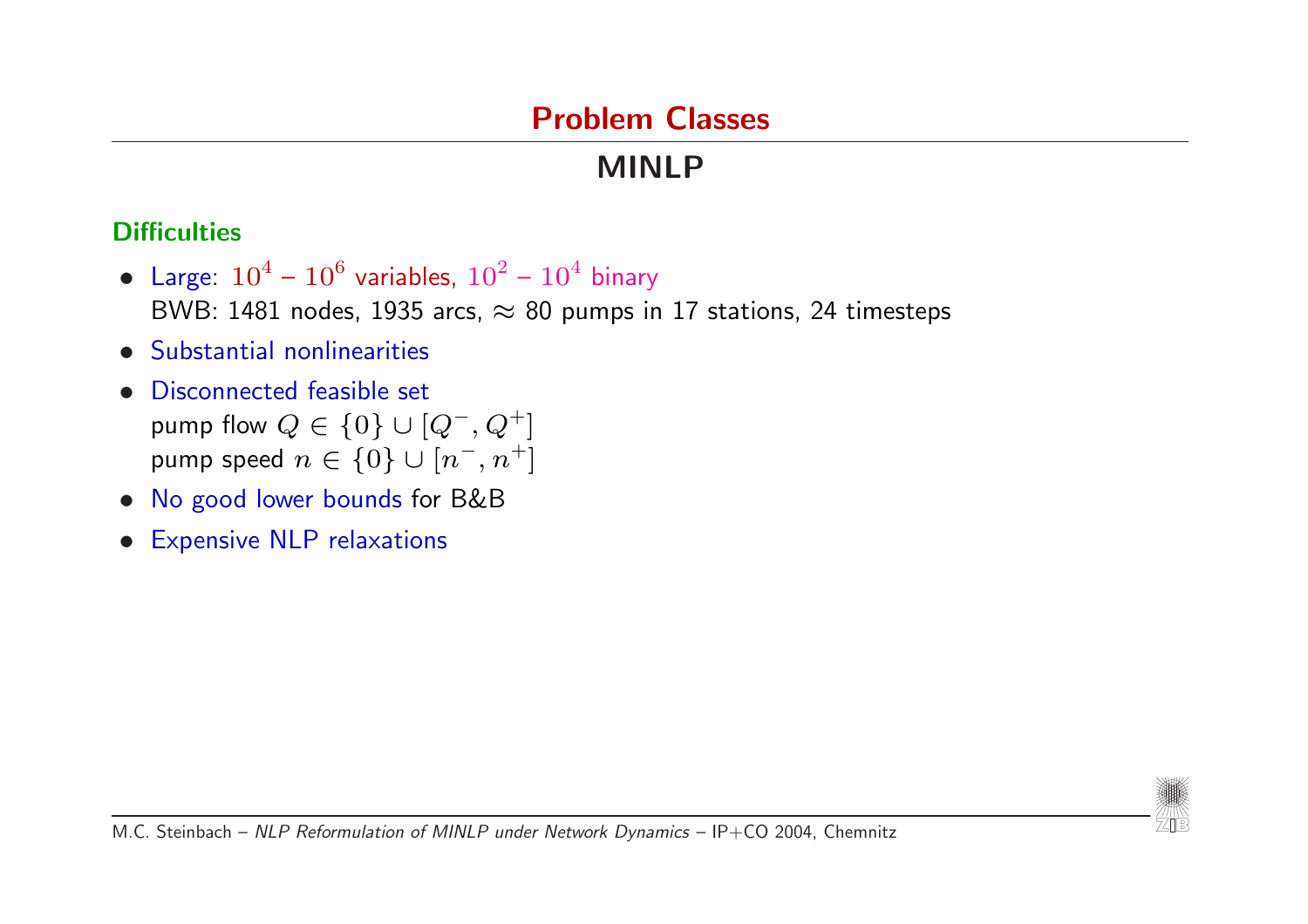# Problem Classes

## MINLP

### Difficulties

- Large: $10^4$ – $10^6$ variables, $10^2$ – $10^4$ binary
  BWB: 1481 nodes, 1935 arcs, $\approx$ 80 pumps in 17 stations, 24 timesteps
- Substantial nonlinearities
- Disconnected feasible set
  pump flow $Q \in \{0\} \cup [Q^-, Q^+]$
  pump speed $n \in \{0\} \cup [n^-, n^+]$
- No good lower bounds for B&B
- Expensive NLP relaxations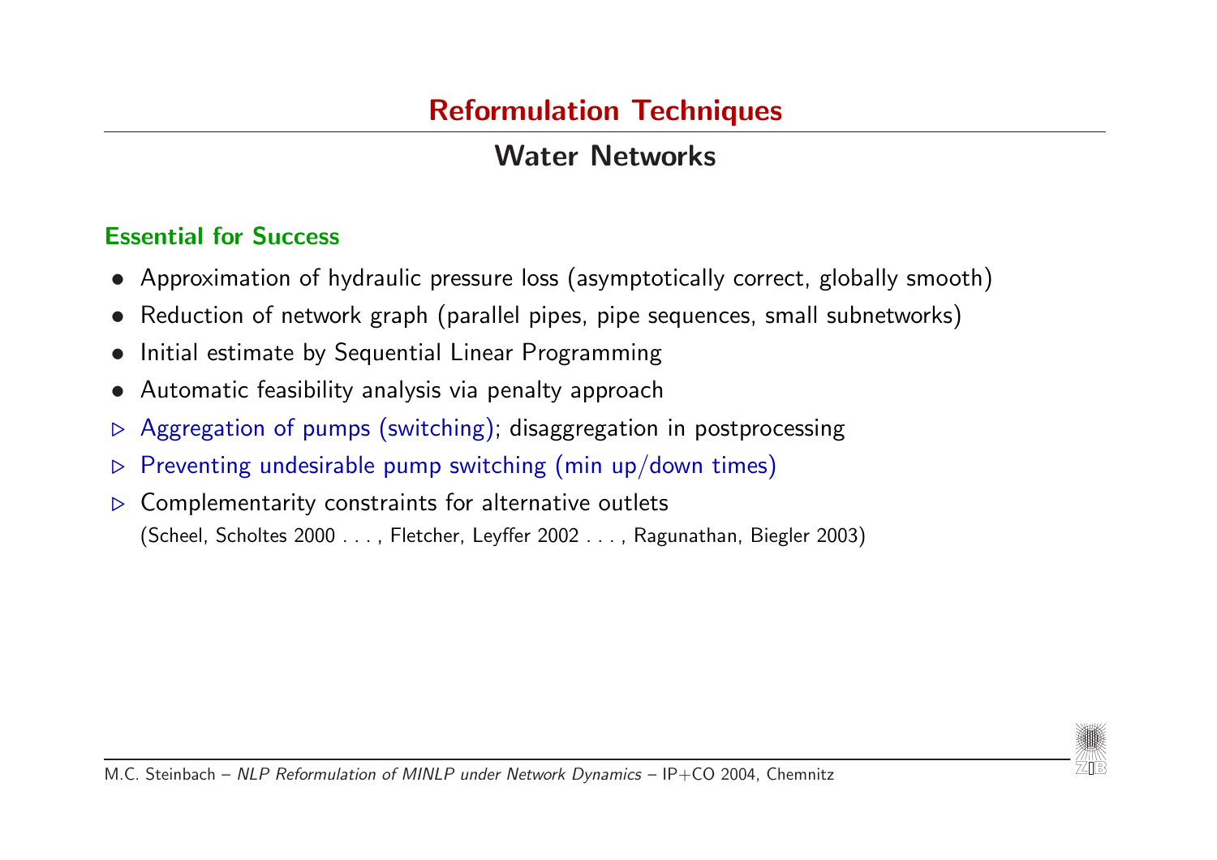# Reformulation Techniques

## Water Networks

### Essential for Success

- Approximation of hydraulic pressure loss (asymptotically correct, globally smooth)
- Reduction of network graph (parallel pipes, pipe sequences, small subnetworks)
- Initial estimate by Sequential Linear Programming
- Automatic feasibility analysis via penalty approach

▷ Aggregation of pumps (switching); disaggregation in postprocessing

▷ Preventing undesirable pump switching (min up/down times)

▷ Complementarity constraints for alternative outlets
(Scheel, Scholtes 2000 . . . , Fletcher, Leyffer 2002 . . . , Ragunathan, Biegler 2003)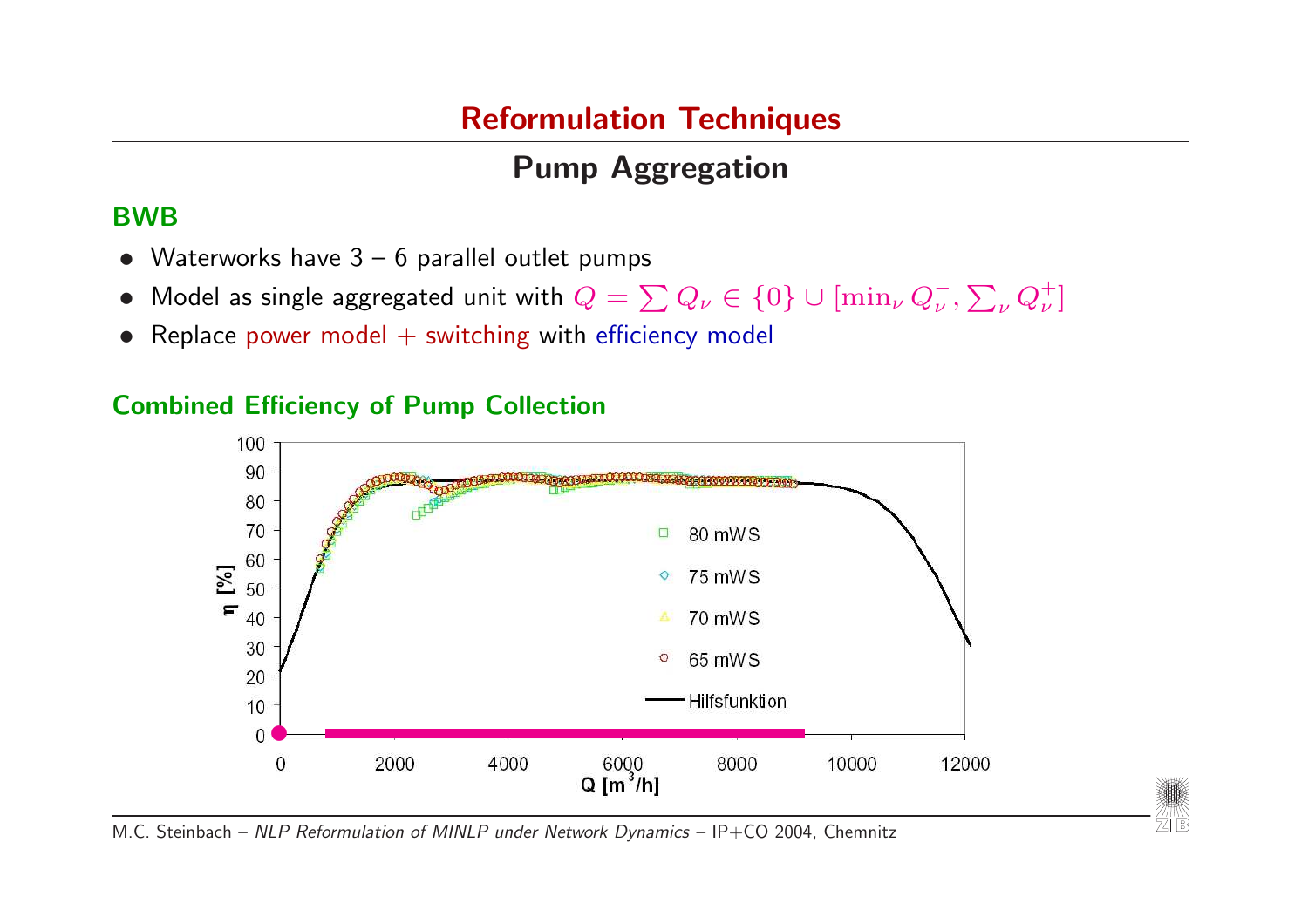# Reformulation Techniques

## Pump Aggregation

### BWB

- Waterworks have 3 – 6 parallel outlet pumps
- Model as single aggregated unit with $Q = \sum Q_\nu \in \{0\} \cup [\min_\nu Q_\nu^-, \sum_\nu Q_\nu^+]$
- Replace power model + switching with efficiency model

### Combined Efficiency of Pump Collection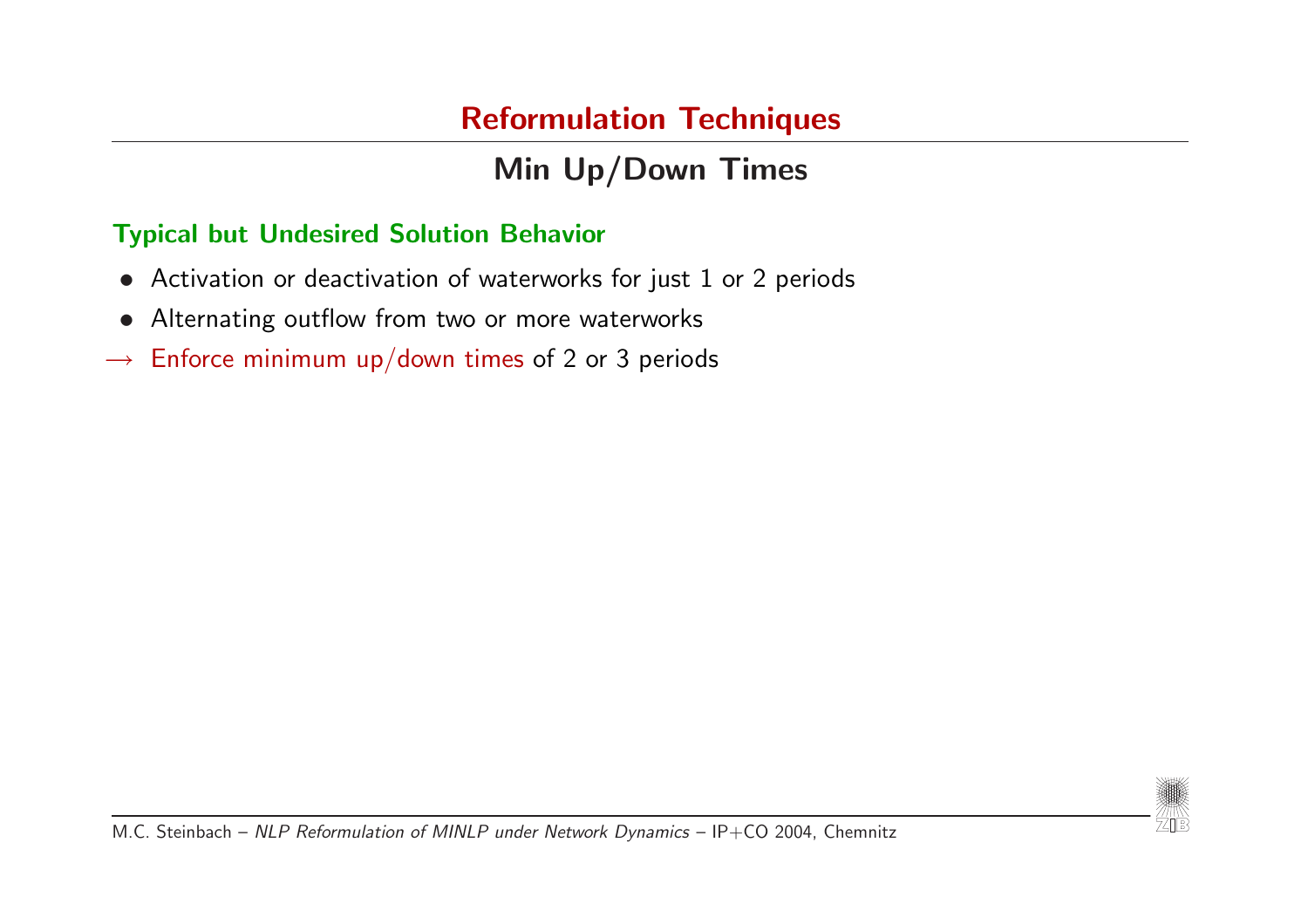# Reformulation Techniques

## Min Up/Down Times

### Typical but Undesired Solution Behavior

- Activation or deactivation of waterworks for just 1 or 2 periods
- Alternating outflow from two or more waterworks

$\longrightarrow$ Enforce minimum up/down times of 2 or 3 periods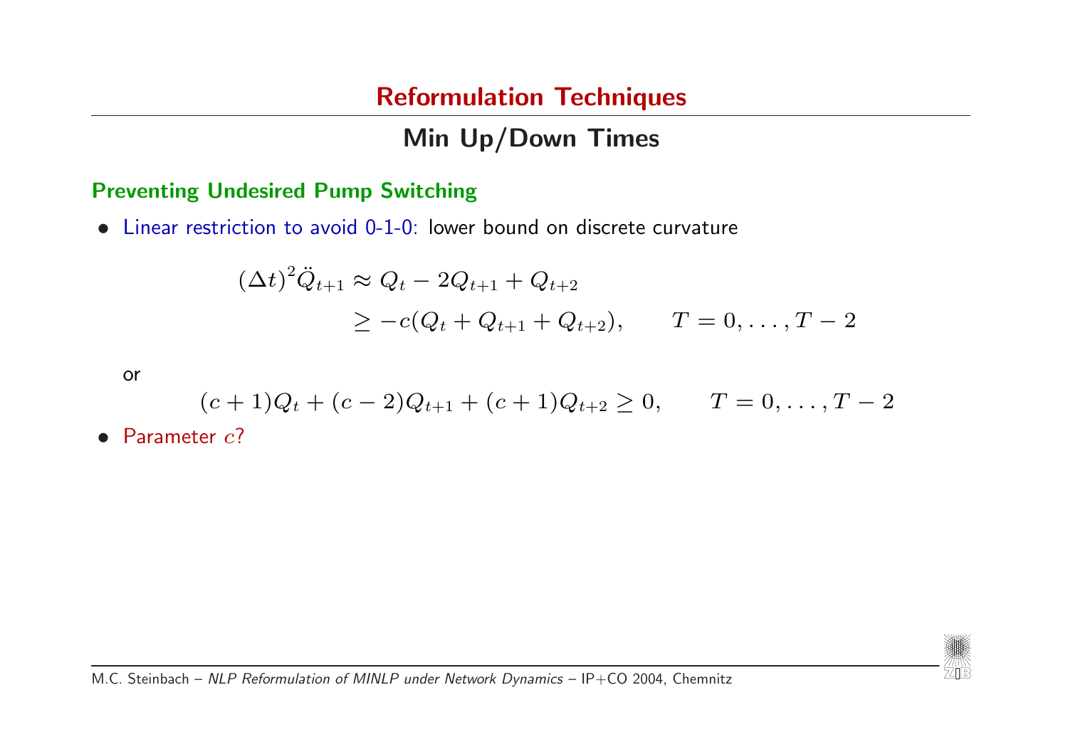## Reformulation Techniques

### Min Up/Down Times

**Preventing Undesired Pump Switching**

- Linear restriction to avoid 0-1-0: lower bound on discrete curvature

$$
\begin{aligned}
(\Delta t)^2 \ddot{Q}_{t+1} &\approx Q_t - 2Q_{t+1} + Q_{t+2} \\
&\geq -c(Q_t + Q_{t+1} + Q_{t+2}), \qquad T = 0, \ldots, T-2
\end{aligned}
$$

or

$$
(c+1)Q_t + (c-2)Q_{t+1} + (c+1)Q_{t+2} \geq 0, \qquad T = 0, \ldots, T-2
$$

- Parameter $c$?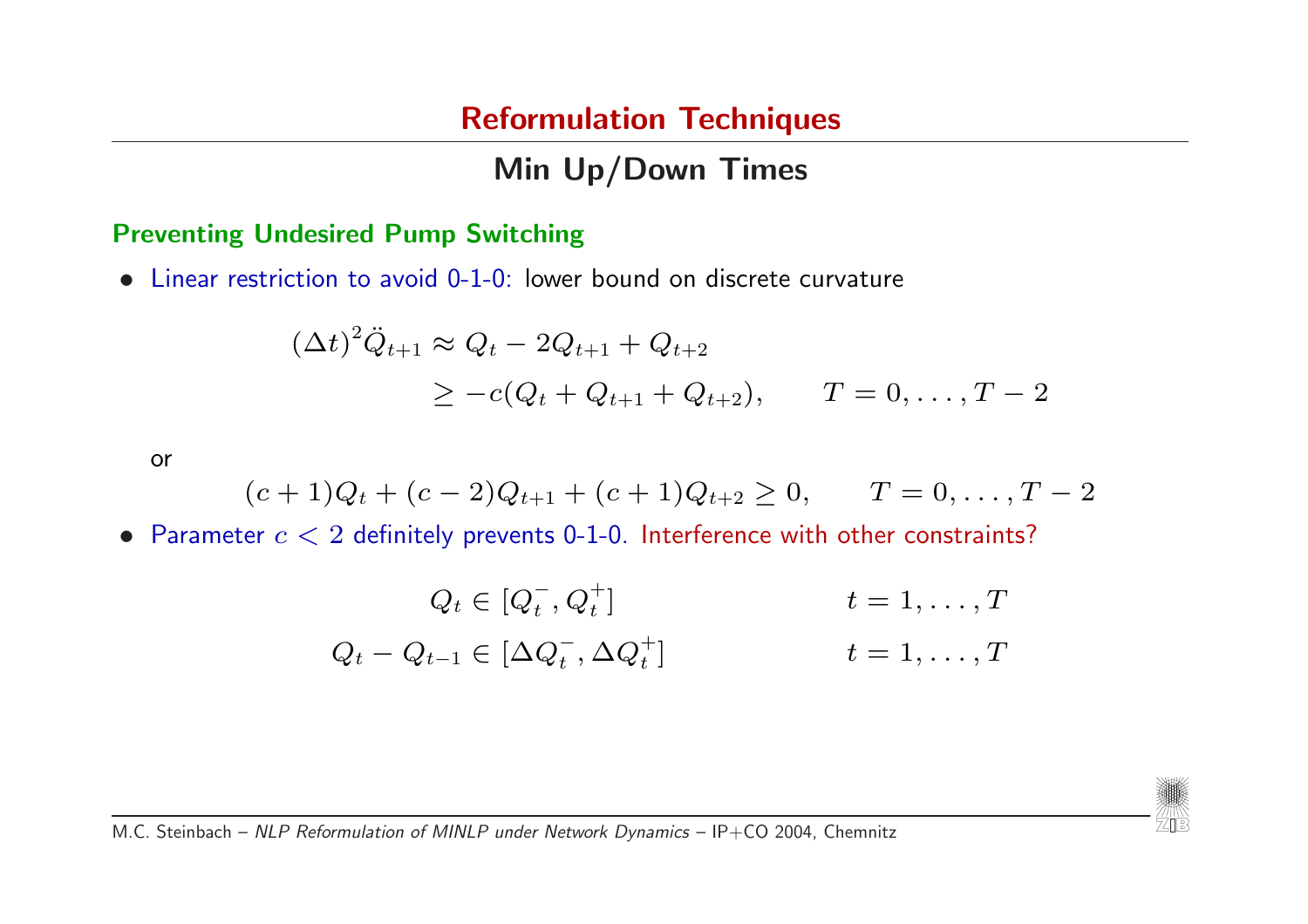# Reformulation Techniques

## Min Up/Down Times

### Preventing Undesired Pump Switching

- Linear restriction to avoid 0-1-0: lower bound on discrete curvature

$$
\begin{aligned}
(\Delta t)^2 \ddot{Q}_{t+1} &\approx Q_t - 2Q_{t+1} + Q_{t+2} \\
&\geq -c(Q_t + Q_{t+1} + Q_{t+2}), \qquad T = 0, \ldots, T-2
\end{aligned}
$$

or

$$
(c+1)Q_t + (c-2)Q_{t+1} + (c+1)Q_{t+2} \geq 0, \qquad T = 0, \ldots, T-2
$$

- Parameter $c < 2$ definitely prevents 0-1-0. Interference with other constraints?

$$
\begin{aligned}
Q_t &\in [Q_t^-, Q_t^+] & t &= 1, \ldots, T \\
Q_t - Q_{t-1} &\in [\Delta Q_t^-, \Delta Q_t^+] & t &= 1, \ldots, T
\end{aligned}
$$

M.C. Steinbach – *NLP Reformulation of MINLP under Network Dynamics* – IP+CO 2004, Chemnitz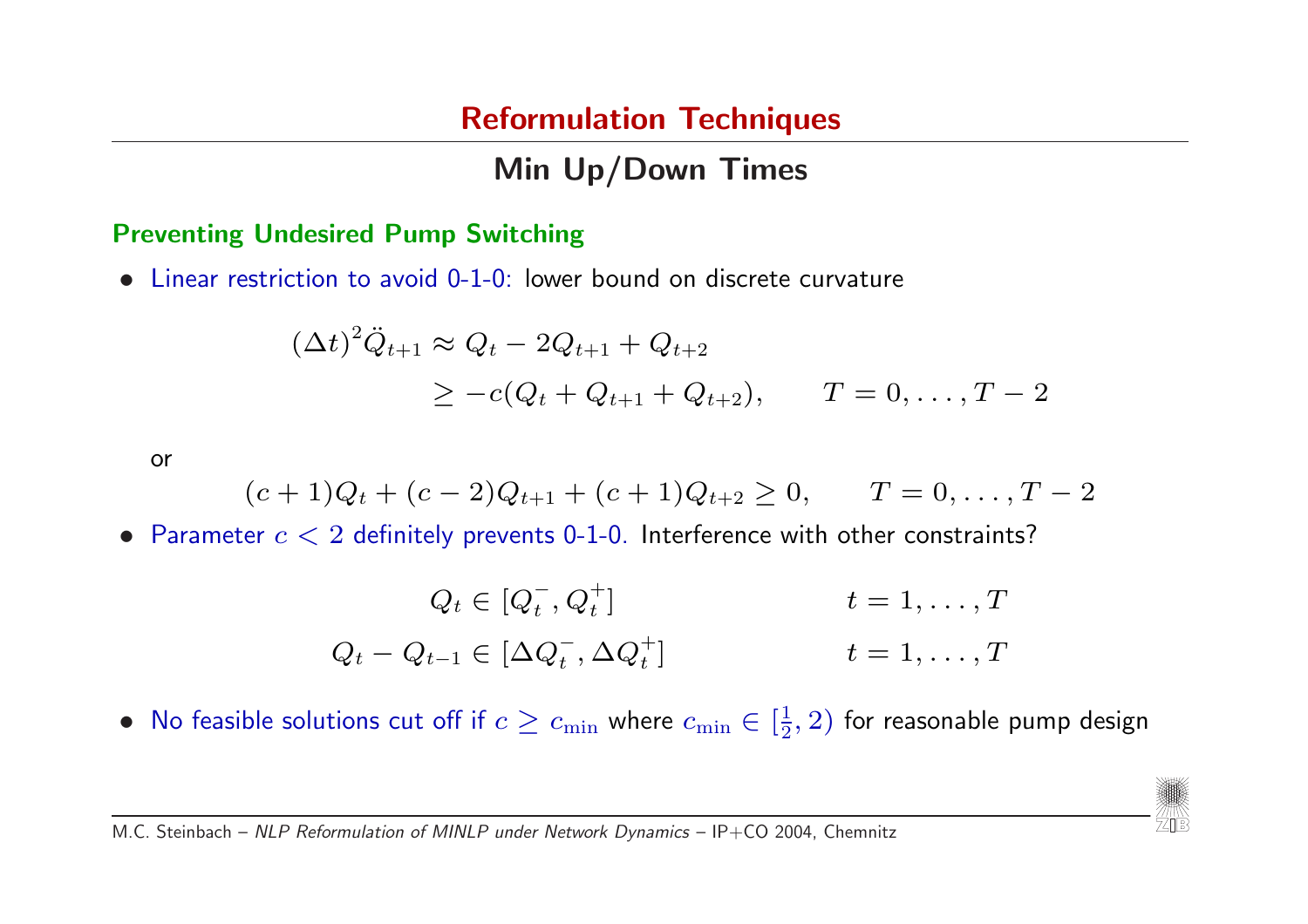# Reformulation Techniques

## Min Up/Down Times

### Preventing Undesired Pump Switching

- Linear restriction to avoid 0-1-0: lower bound on discrete curvature

$$
\begin{aligned}
(\Delta t)^2 \ddot{Q}_{t+1} &\approx Q_t - 2Q_{t+1} + Q_{t+2} \\
&\geq -c(Q_t + Q_{t+1} + Q_{t+2}), \qquad T = 0, \ldots, T-2
\end{aligned}
$$

  or

$$
(c+1)Q_t + (c-2)Q_{t+1} + (c+1)Q_{t+2} \geq 0, \qquad T = 0, \ldots, T-2
$$

- Parameter $c < 2$ definitely prevents 0-1-0. Interference with other constraints?

$$
\begin{aligned}
Q_t &\in [Q_t^-, Q_t^+] \qquad & t = 1, \ldots, T \\
Q_t - Q_{t-1} &\in [\Delta Q_t^-, \Delta Q_t^+] \qquad & t = 1, \ldots, T
\end{aligned}
$$

- No feasible solutions cut off if $c \geq c_{\min}$ where $c_{\min} \in [\frac{1}{2}, 2)$ for reasonable pump design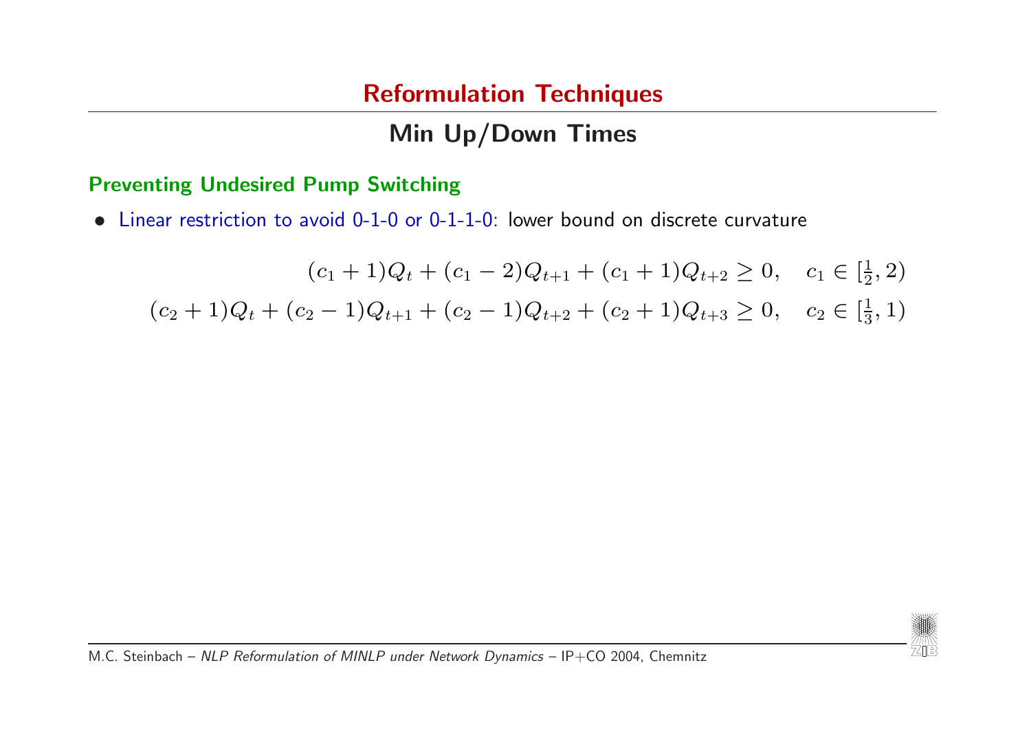# Reformulation Techniques

## Min Up/Down Times

### Preventing Undesired Pump Switching

- Linear restriction to avoid 0-1-0 or 0-1-1-0: lower bound on discrete curvature

$$
\begin{aligned}
(c_1+1)Q_t + (c_1-2)Q_{t+1} + (c_1+1)Q_{t+2} &\ge 0, \quad c_1 \in [\tfrac{1}{2}, 2) \\
(c_2+1)Q_t + (c_2-1)Q_{t+1} + (c_2-1)Q_{t+2} + (c_2+1)Q_{t+3} &\ge 0, \quad c_2 \in [\tfrac{1}{3}, 1)
\end{aligned}
$$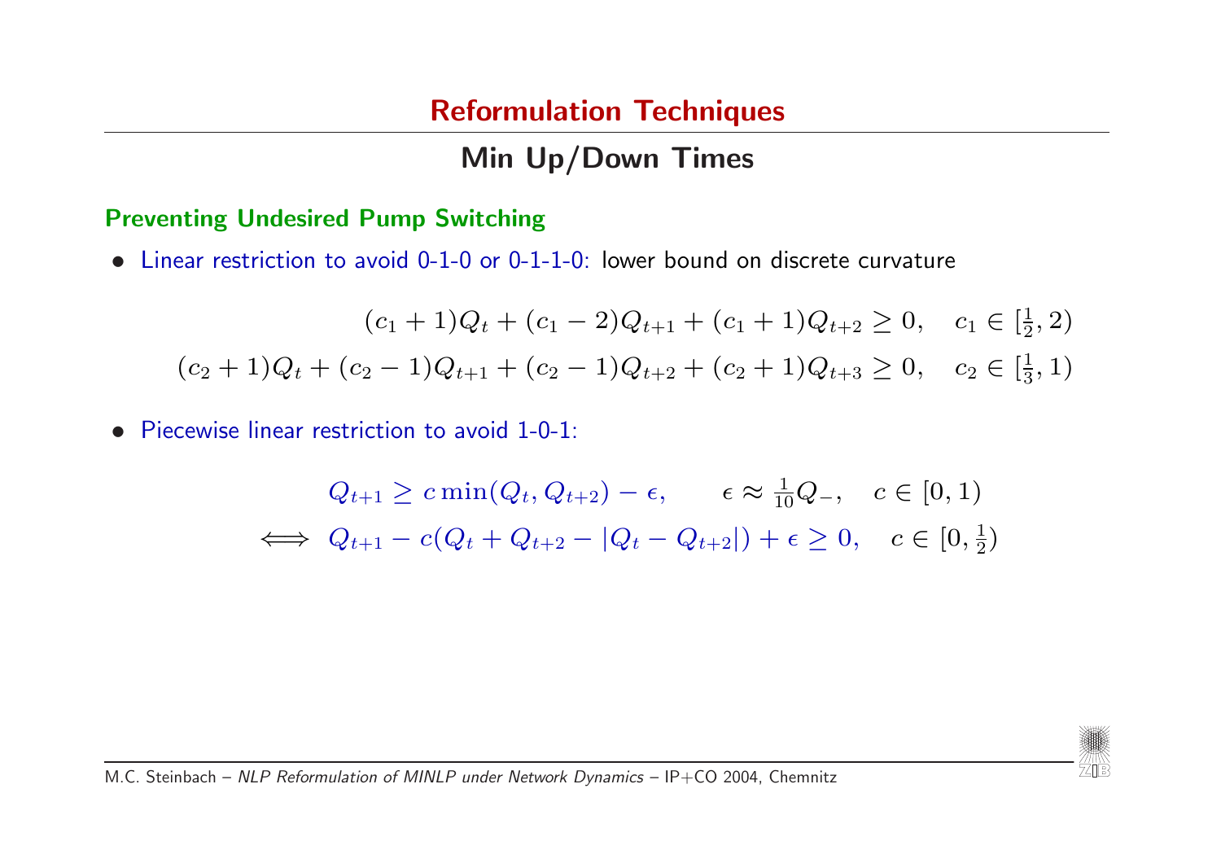# Reformulation Techniques

## Min Up/Down Times

### Preventing Undesired Pump Switching

- Linear restriction to avoid 0-1-0 or 0-1-1-0: lower bound on discrete curvature

$$(c_1 + 1)Q_t + (c_1 - 2)Q_{t+1} + (c_1 + 1)Q_{t+2} \geq 0, \quad c_1 \in [\tfrac{1}{2}, 2)$$

$$(c_2 + 1)Q_t + (c_2 - 1)Q_{t+1} + (c_2 - 1)Q_{t+2} + (c_2 + 1)Q_{t+3} \geq 0, \quad c_2 \in [\tfrac{1}{3}, 1)$$

- Piecewise linear restriction to avoid 1-0-1:

$$Q_{t+1} \geq c \min(Q_t, Q_{t+2}) - \epsilon, \qquad \epsilon \approx \tfrac{1}{10} Q_-, \quad c \in [0, 1)$$

$$\iff Q_{t+1} - c(Q_t + Q_{t+2} - |Q_t - Q_{t+2}|) + \epsilon \geq 0, \quad c \in [0, \tfrac{1}{2})$$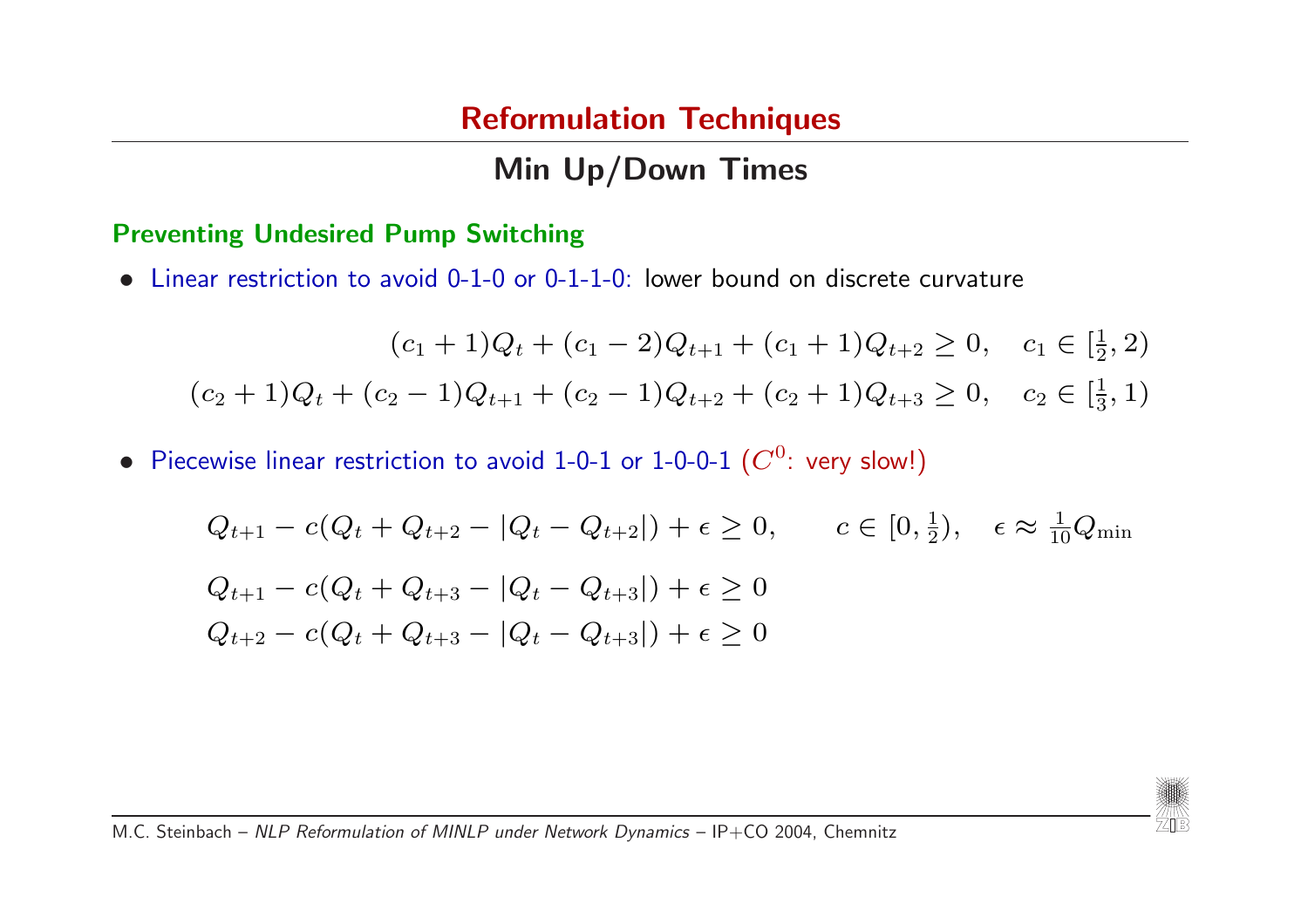# Reformulation Techniques

## Min Up/Down Times

### Preventing Undesired Pump Switching

- Linear restriction to avoid 0-1-0 or 0-1-1-0: lower bound on discrete curvature

$$
\begin{aligned}
(c_1+1)Q_t + (c_1-2)Q_{t+1} + (c_1+1)Q_{t+2} &\geq 0, \quad c_1 \in [\tfrac{1}{2}, 2) \\
(c_2+1)Q_t + (c_2-1)Q_{t+1} + (c_2-1)Q_{t+2} + (c_2+1)Q_{t+3} &\geq 0, \quad c_2 \in [\tfrac{1}{3}, 1)
\end{aligned}
$$

- Piecewise linear restriction to avoid 1-0-1 or 1-0-0-1 ($C^0$: very slow!)

$$
\begin{aligned}
&Q_{t+1} - c(Q_t + Q_{t+2} - |Q_t - Q_{t+2}|) + \epsilon \geq 0, \qquad c \in [0, \tfrac{1}{2}), \quad \epsilon \approx \tfrac{1}{10} Q_{\min} \\
&Q_{t+1} - c(Q_t + Q_{t+3} - |Q_t - Q_{t+3}|) + \epsilon \geq 0 \\
&Q_{t+2} - c(Q_t + Q_{t+3} - |Q_t - Q_{t+3}|) + \epsilon \geq 0
\end{aligned}
$$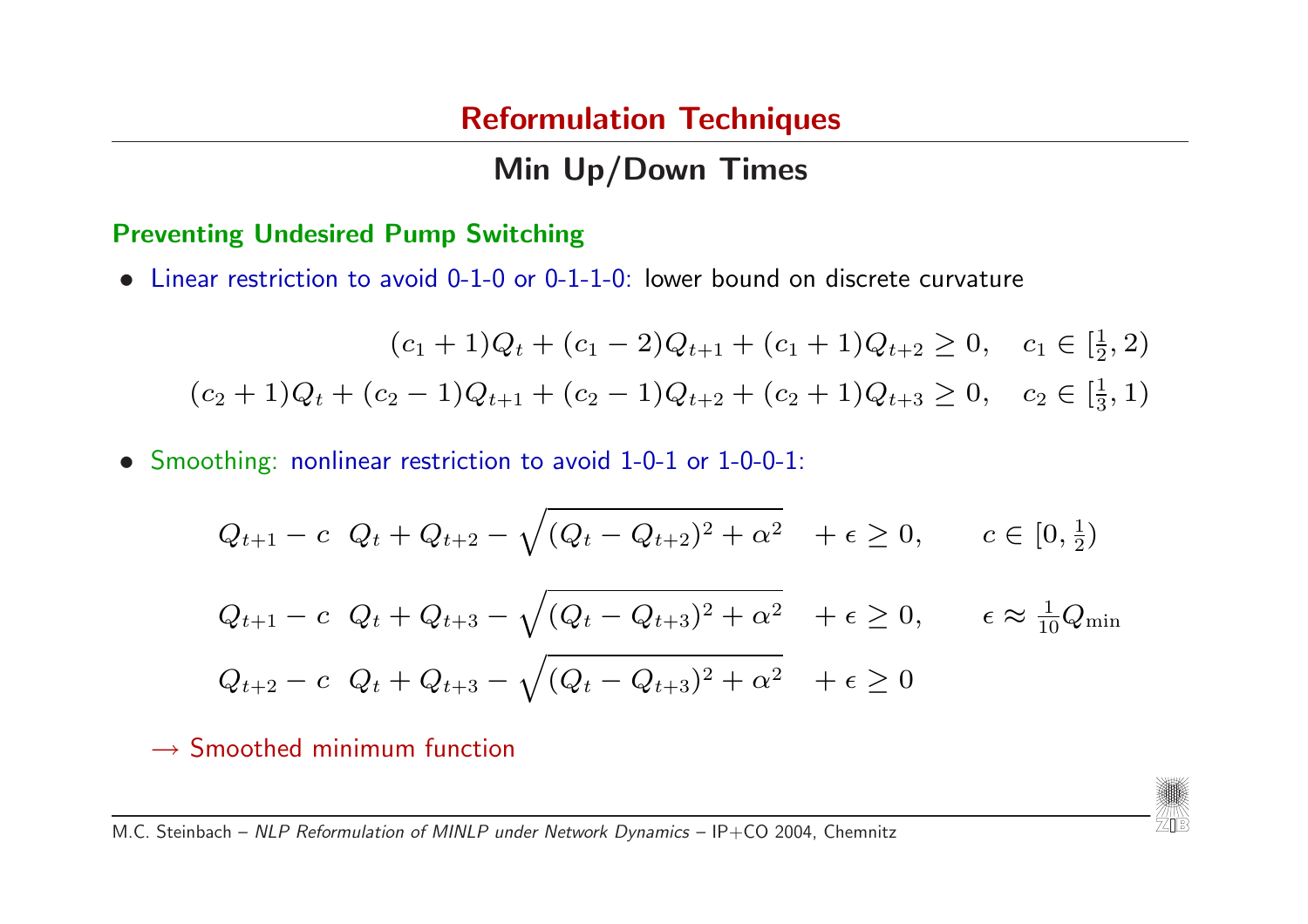# Reformulation Techniques

## Min Up/Down Times

### Preventing Undesired Pump Switching

- Linear restriction to avoid 0-1-0 or 0-1-1-0: lower bound on discrete curvature

$$
\begin{aligned}
(c_1+1)Q_t + (c_1-2)Q_{t+1} + (c_1+1)Q_{t+2} \ge 0, \quad c_1 \in [\tfrac{1}{2}, 2) \\
(c_2+1)Q_t + (c_2-1)Q_{t+1} + (c_2-1)Q_{t+2} + (c_2+1)Q_{t+3} \ge 0, \quad c_2 \in [\tfrac{1}{3}, 1)
\end{aligned}
$$

- Smoothing: nonlinear restriction to avoid 1-0-1 or 1-0-0-1:

$$
\begin{aligned}
& Q_{t+1} - c\ \ Q_t + Q_{t+2} - \sqrt{(Q_t - Q_{t+2})^2 + \alpha^2} \quad + \epsilon \ge 0, \qquad c \in [0, \tfrac{1}{2}) \\
& Q_{t+1} - c\ \ Q_t + Q_{t+3} - \sqrt{(Q_t - Q_{t+3})^2 + \alpha^2} \quad + \epsilon \ge 0, \qquad \epsilon \approx \tfrac{1}{10} Q_{\min} \\
& Q_{t+2} - c\ \ Q_t + Q_{t+3} - \sqrt{(Q_t - Q_{t+3})^2 + \alpha^2} \quad + \epsilon \ge 0
\end{aligned}
$$

$\longrightarrow$ Smoothed minimum function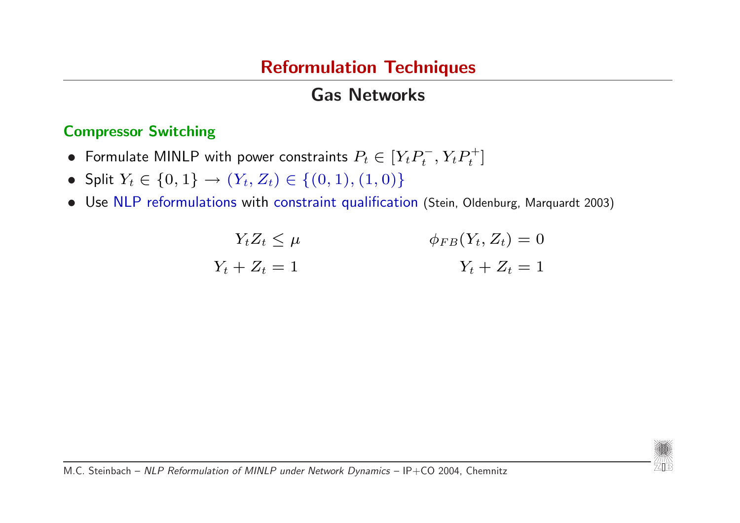# Reformulation Techniques

## Gas Networks

### Compressor Switching

- Formulate MINLP with power constraints $P_t \in [Y_t P_t^-, Y_t P_t^+]$
- Split $Y_t \in \{0,1\} \to (Y_t, Z_t) \in \{(0,1),(1,0)\}$
- Use NLP reformulations with constraint qualification (Stein, Oldenburg, Marquardt 2003)

$$
\begin{aligned}
Y_t Z_t &\le \mu \\
Y_t + Z_t &= 1
\end{aligned}
\qquad\qquad
\begin{aligned}
\phi_{FB}(Y_t, Z_t) &= 0 \\
Y_t + Z_t &= 1
\end{aligned}
$$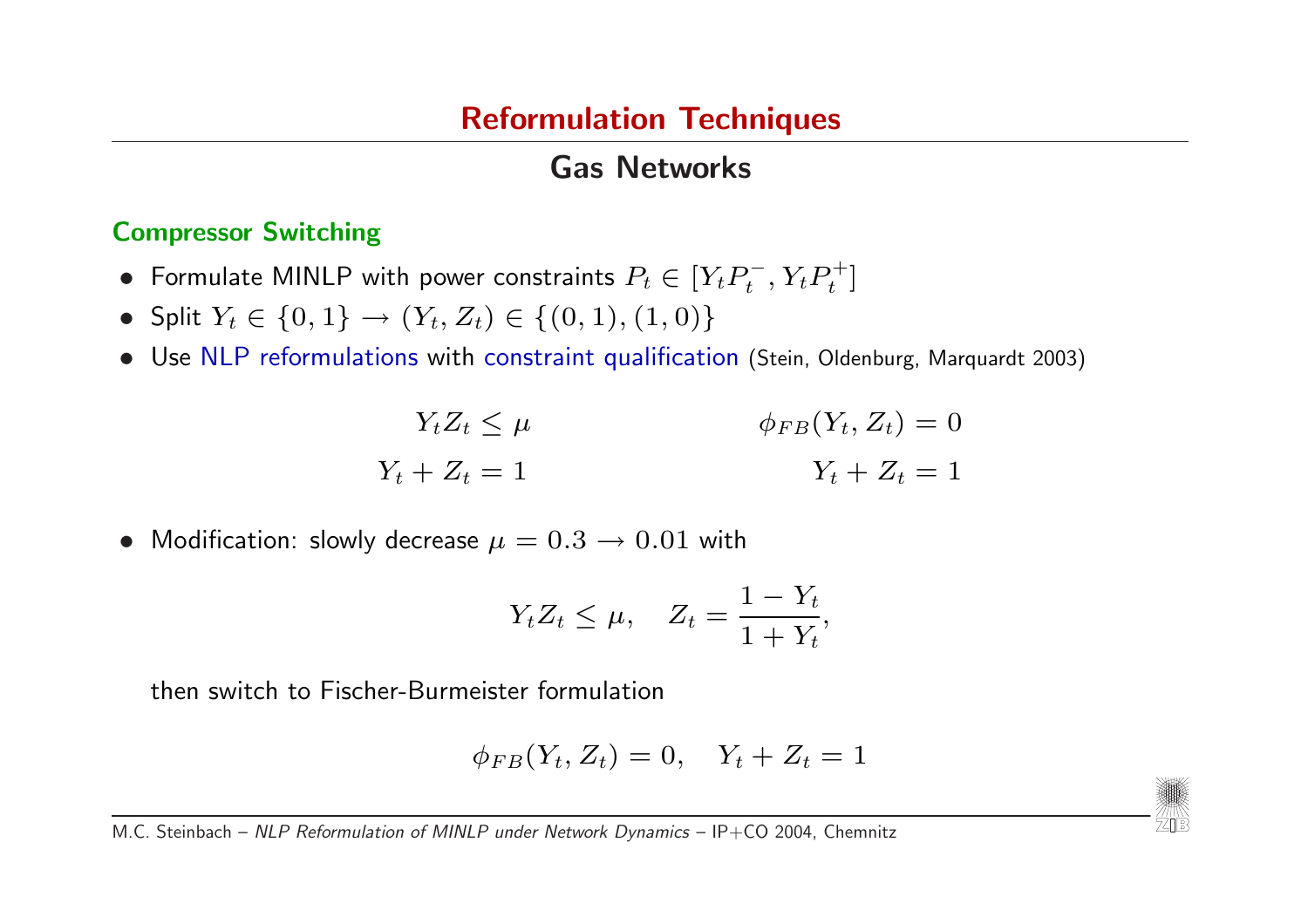# Reformulation Techniques

## Gas Networks

### Compressor Switching

- Formulate MINLP with power constraints $P_t \in [Y_t P_t^-, Y_t P_t^+]$
- Split $Y_t \in \{0, 1\} \to (Y_t, Z_t) \in \{(0, 1), (1, 0)\}$
- Use NLP reformulations with constraint qualification (Stein, Oldenburg, Marquardt 2003)

$$
\begin{aligned}
Y_t Z_t &\le \mu \qquad\qquad & \phi_{FB}(Y_t, Z_t) &= 0 \\
Y_t + Z_t &= 1 \qquad\qquad & Y_t + Z_t &= 1
\end{aligned}
$$

- Modification: slowly decrease $\mu = 0.3 \to 0.01$ with

$$
Y_t Z_t \le \mu, \quad Z_t = \frac{1 - Y_t}{1 + Y_t},
$$

  then switch to Fischer-Burmeister formulation

$$
\phi_{FB}(Y_t, Z_t) = 0, \quad Y_t + Z_t = 1
$$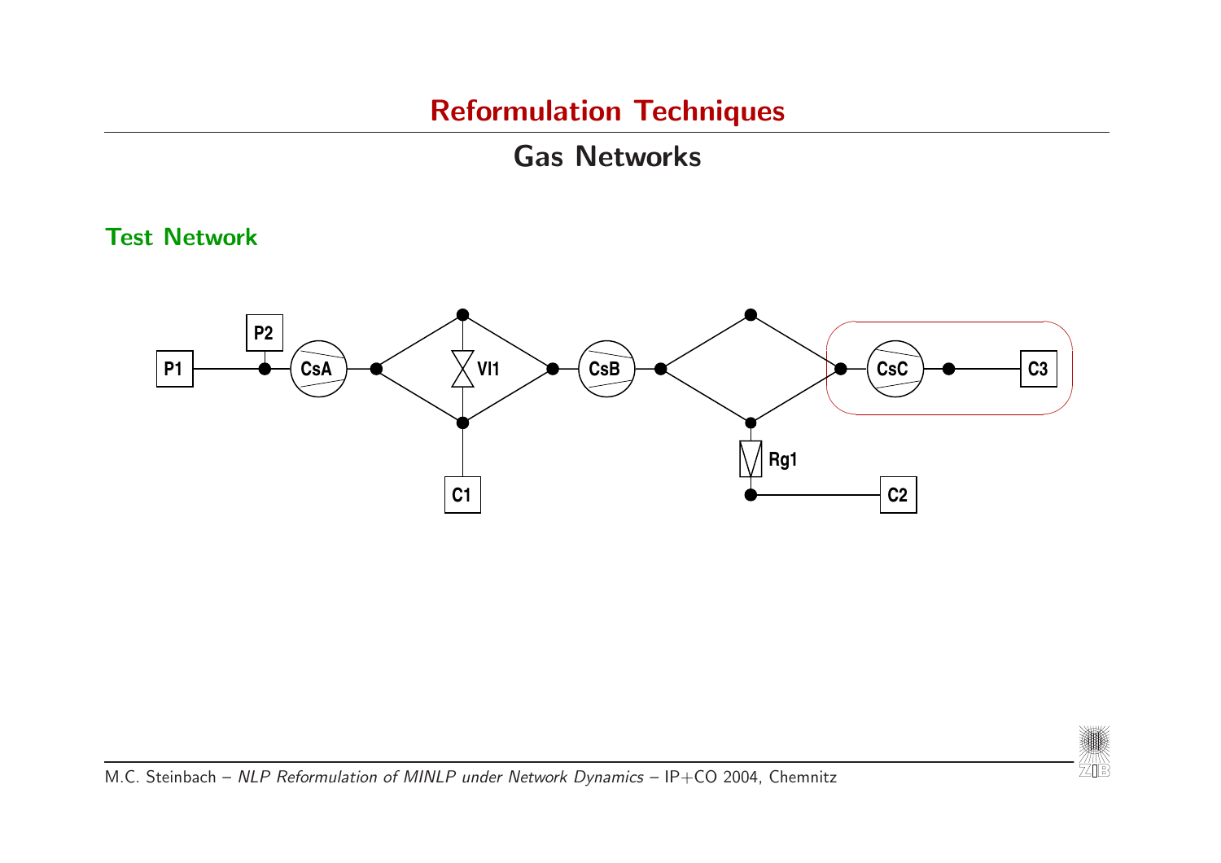# Reformulation Techniques

## Gas Networks

### Test Network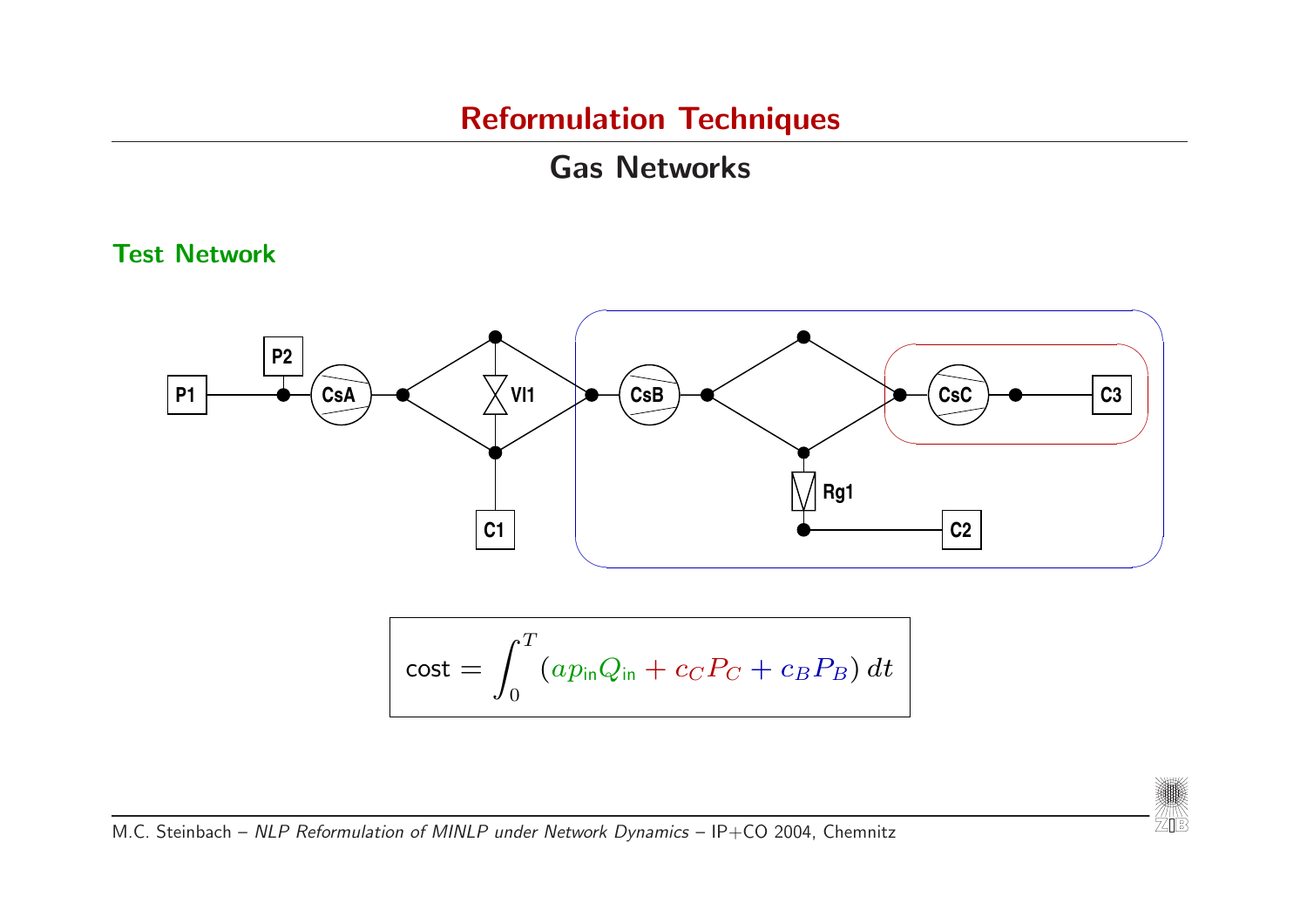# Reformulation Techniques

## Gas Networks

### Test Network

P1 P2 CsA Vl1 C1 CsB Rg1 C2 CsC C3

$$\text{cost} = \int_0^T \left( a p_{\text{in}} Q_{\text{in}} + c_C P_C + c_B P_B \right) dt$$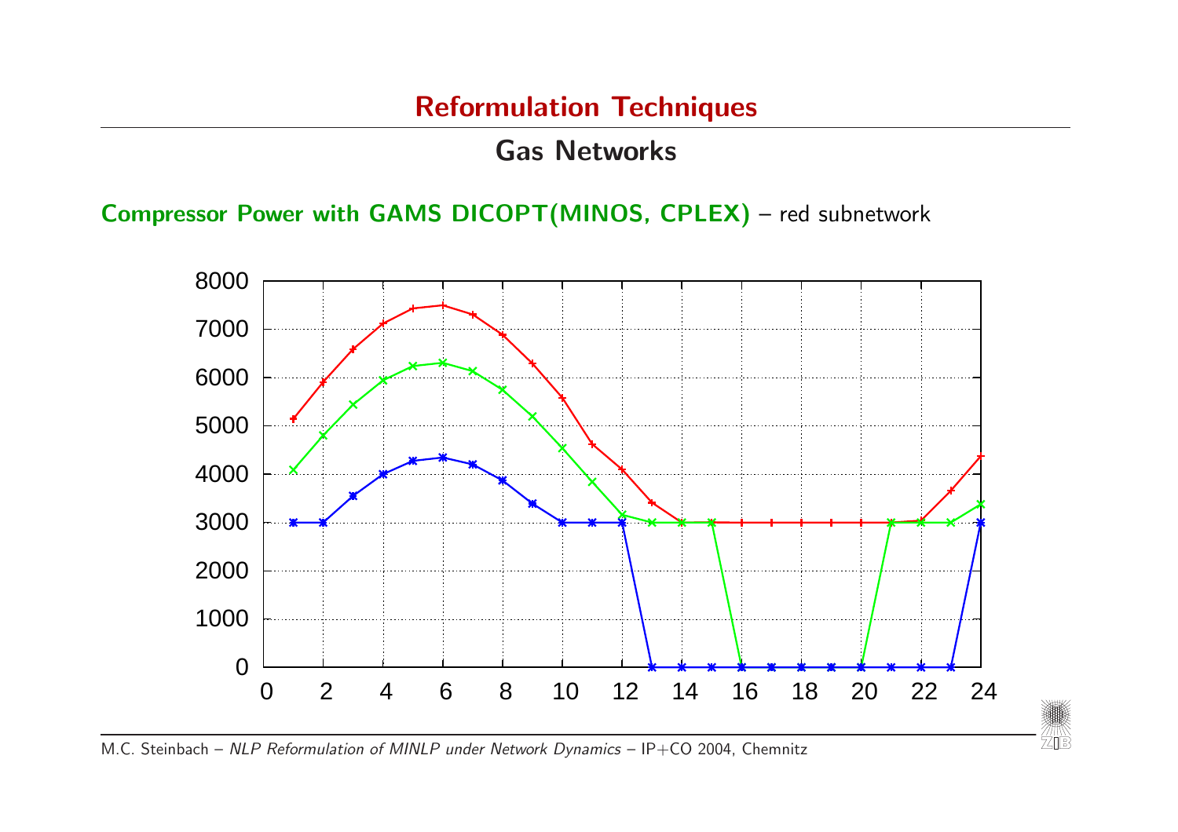## Reformulation Techniques

### Gas Networks

**Compressor Power with GAMS DICOPT(MINOS, CPLEX)** – red subnetwork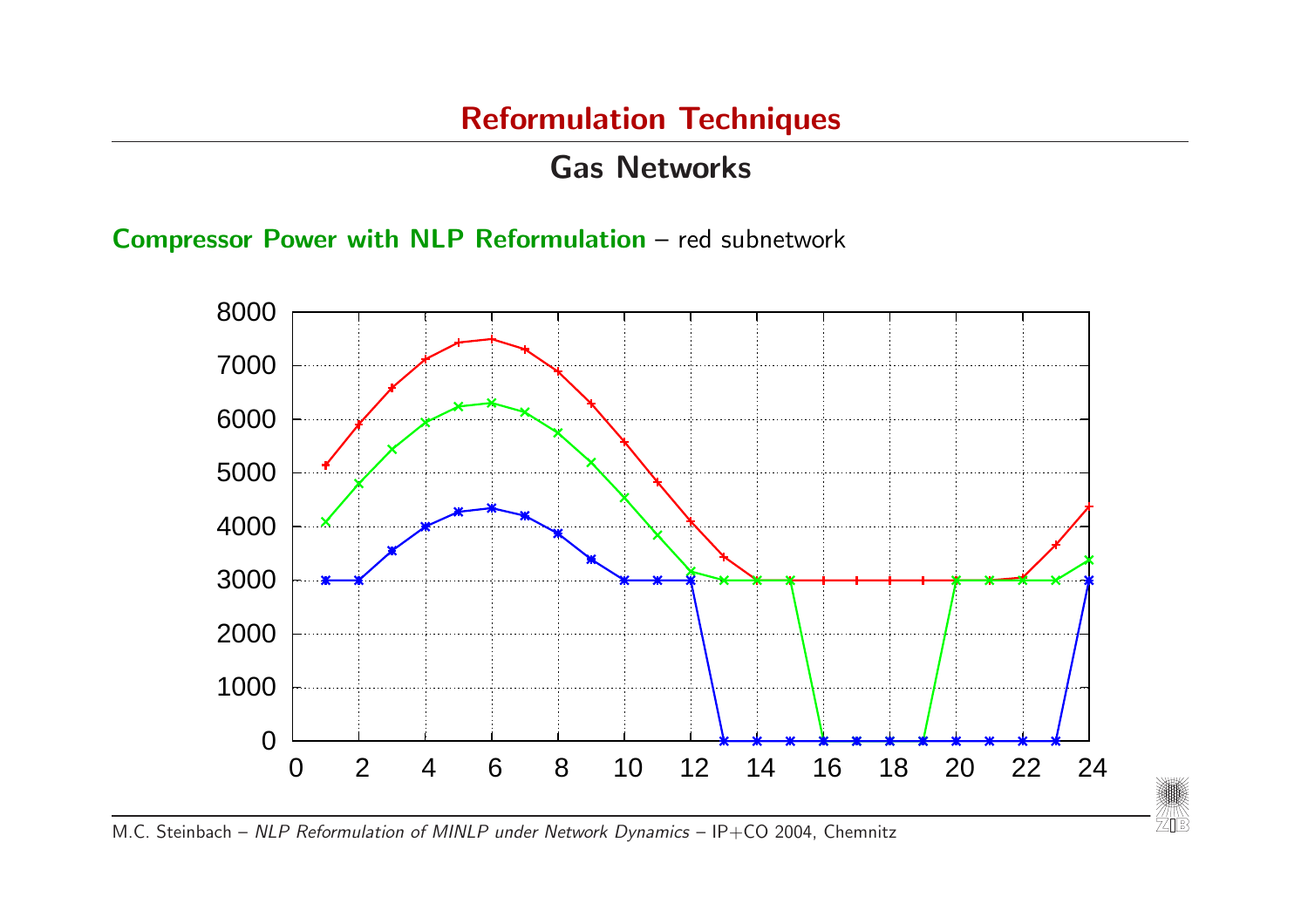# Reformulation Techniques

## Gas Networks

**Compressor Power with NLP Reformulation** – red subnetwork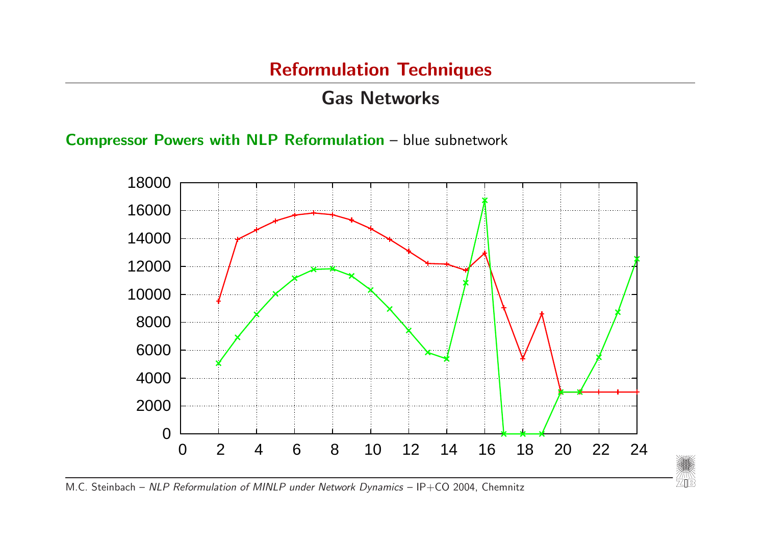# Reformulation Techniques

## Gas Networks

**Compressor Powers with NLP Reformulation** – blue subnetwork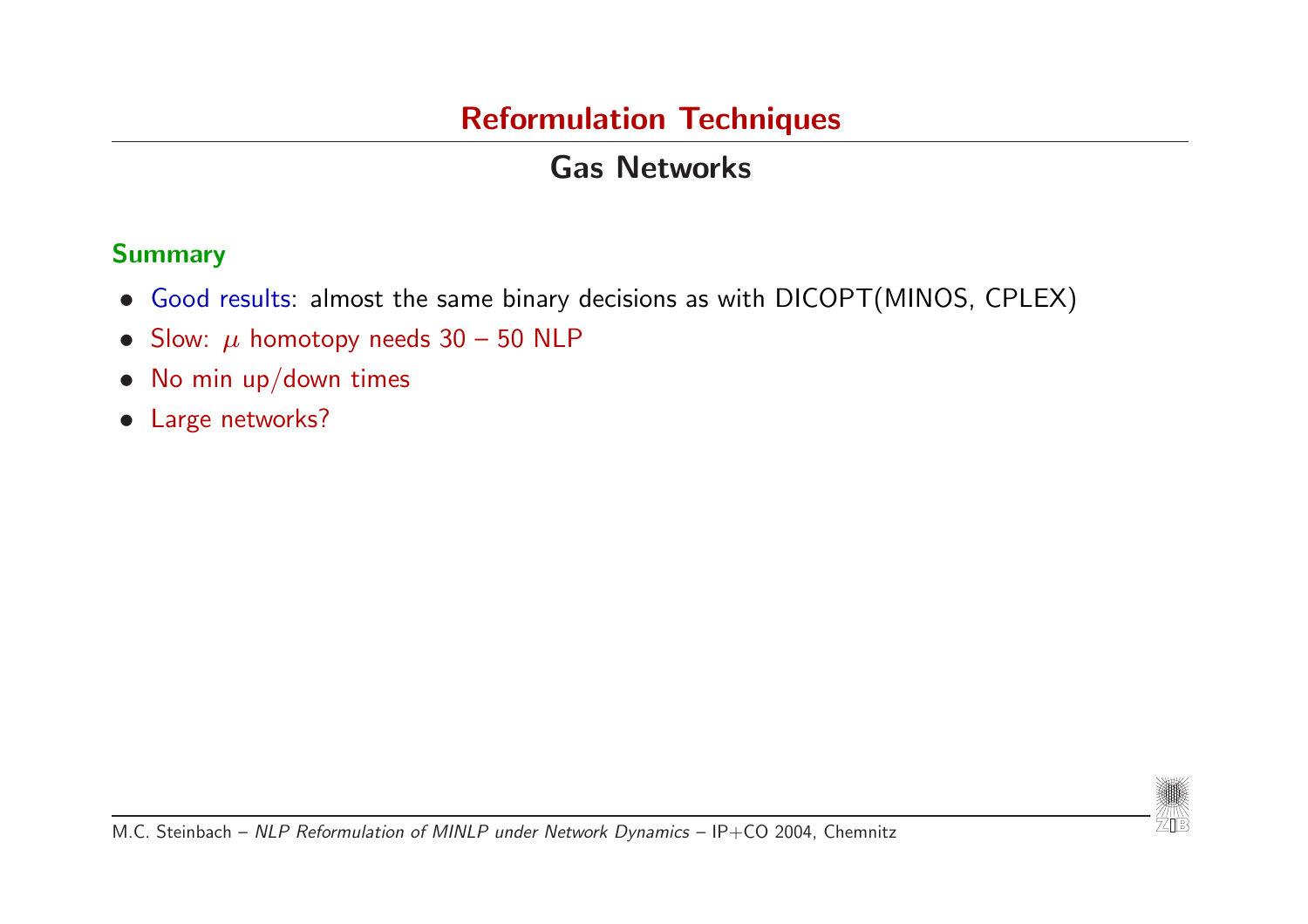# Reformulation Techniques

## Gas Networks

### Summary

- Good results: almost the same binary decisions as with DICOPT(MINOS, CPLEX)
- Slow: $\mu$ homotopy needs 30 – 50 NLP
- No min up/down times
- Large networks?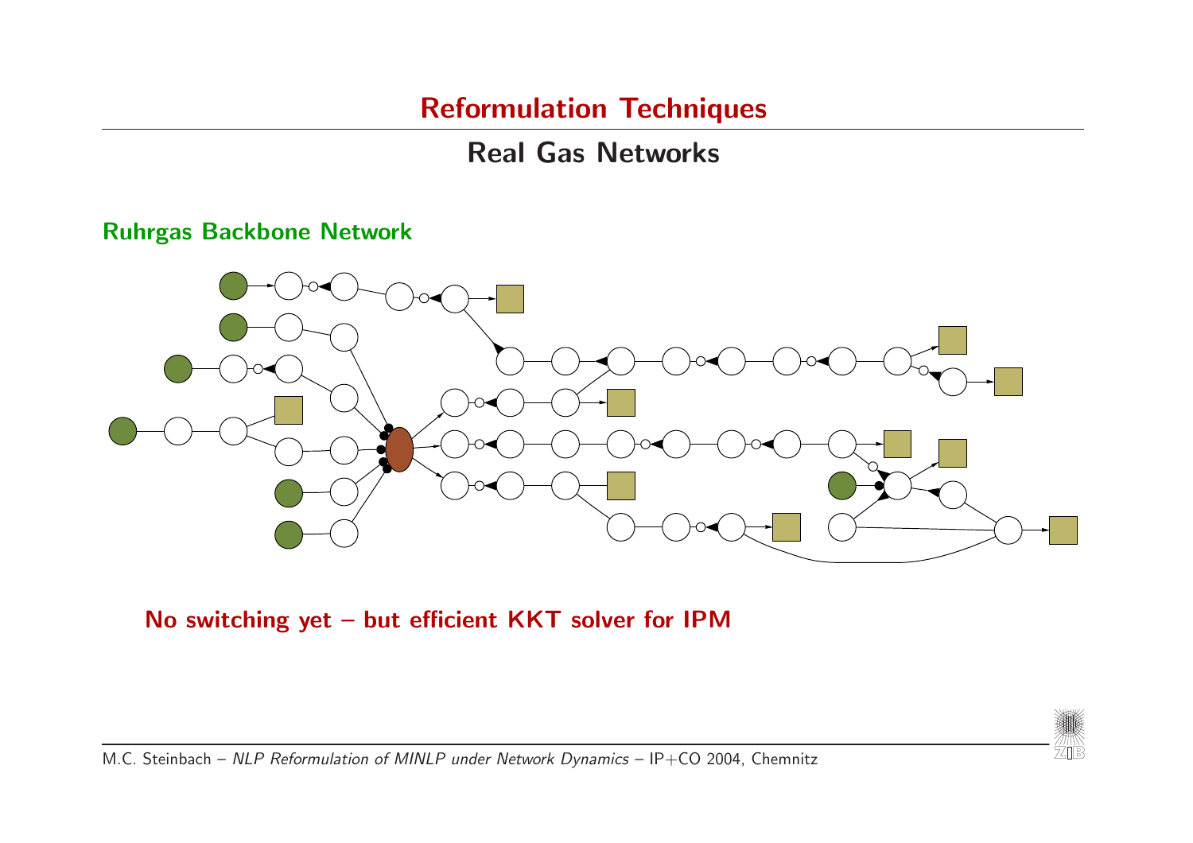# Reformulation Techniques

## Real Gas Networks

### Ruhrgas Backbone Network

**No switching yet – but efficient KKT solver for IPM**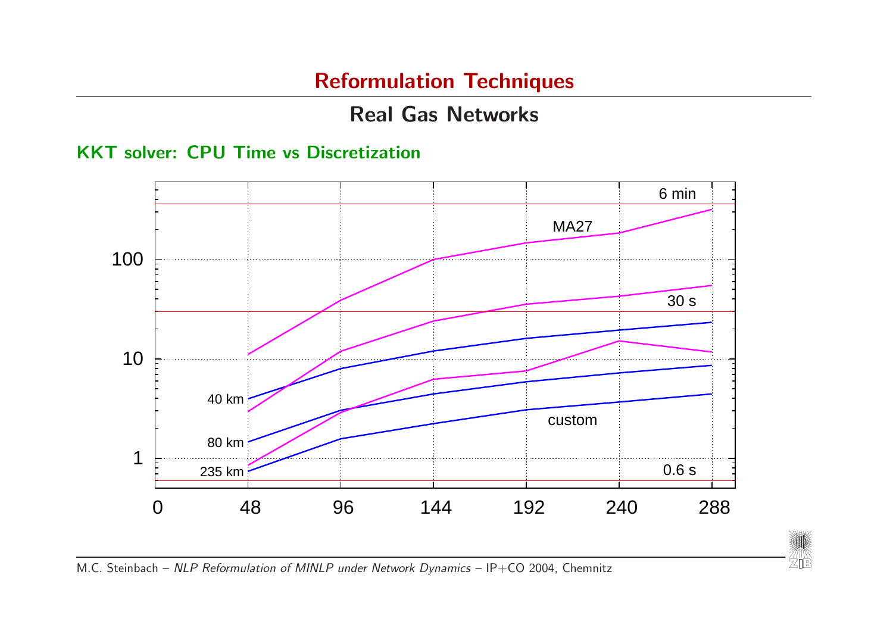# Reformulation Techniques

## Real Gas Networks

### KKT solver: CPU Time vs Discretization

6 min

MA27

100

30 s

10

40 km

custom

80 km

1

235 km

0.6 s

0 48 96 144 192 240 288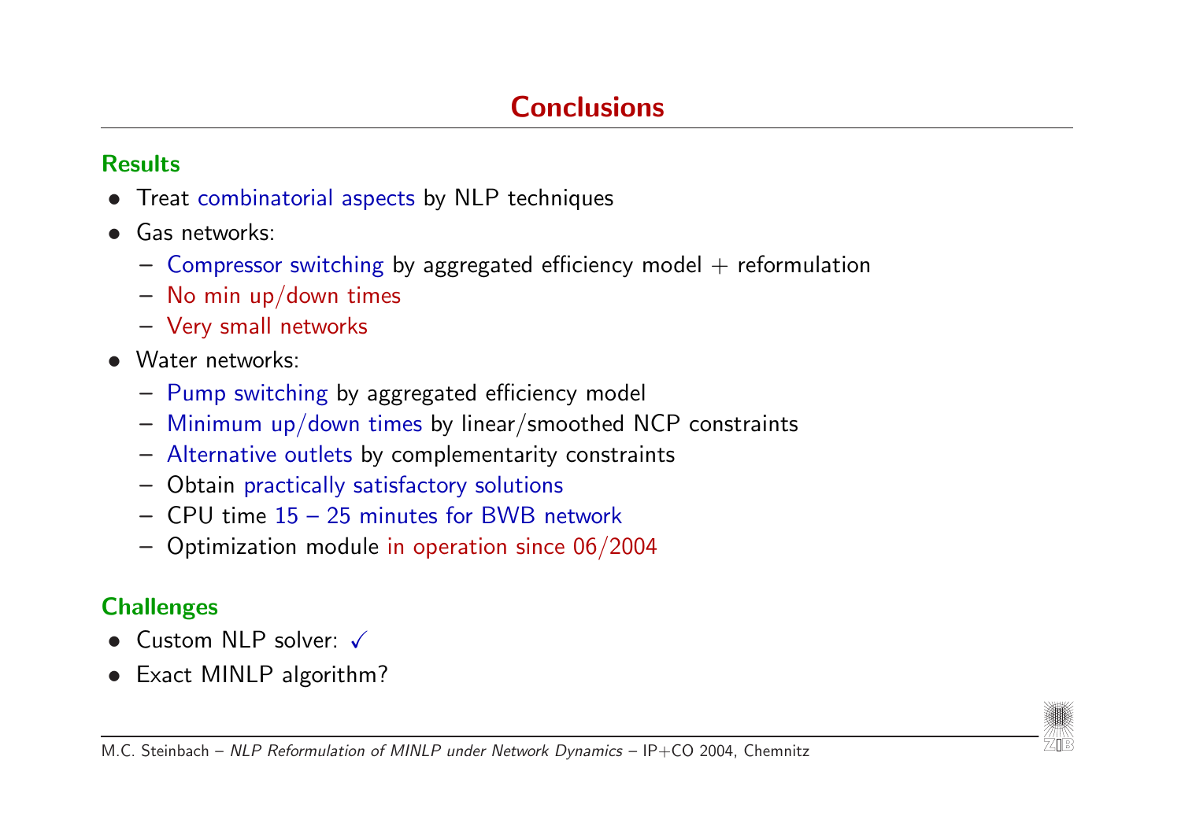# Conclusions

### Results

- Treat combinatorial aspects by NLP techniques
- Gas networks:
  - Compressor switching by aggregated efficiency model + reformulation
  - No min up/down times
  - Very small networks
- Water networks:
  - Pump switching by aggregated efficiency model
  - Minimum up/down times by linear/smoothed NCP constraints
  - Alternative outlets by complementarity constraints
  - Obtain practically satisfactory solutions
  - CPU time 15 – 25 minutes for BWB network
  - Optimization module in operation since 06/2004

### Challenges

- Custom NLP solver: ✓
- Exact MINLP algorithm?